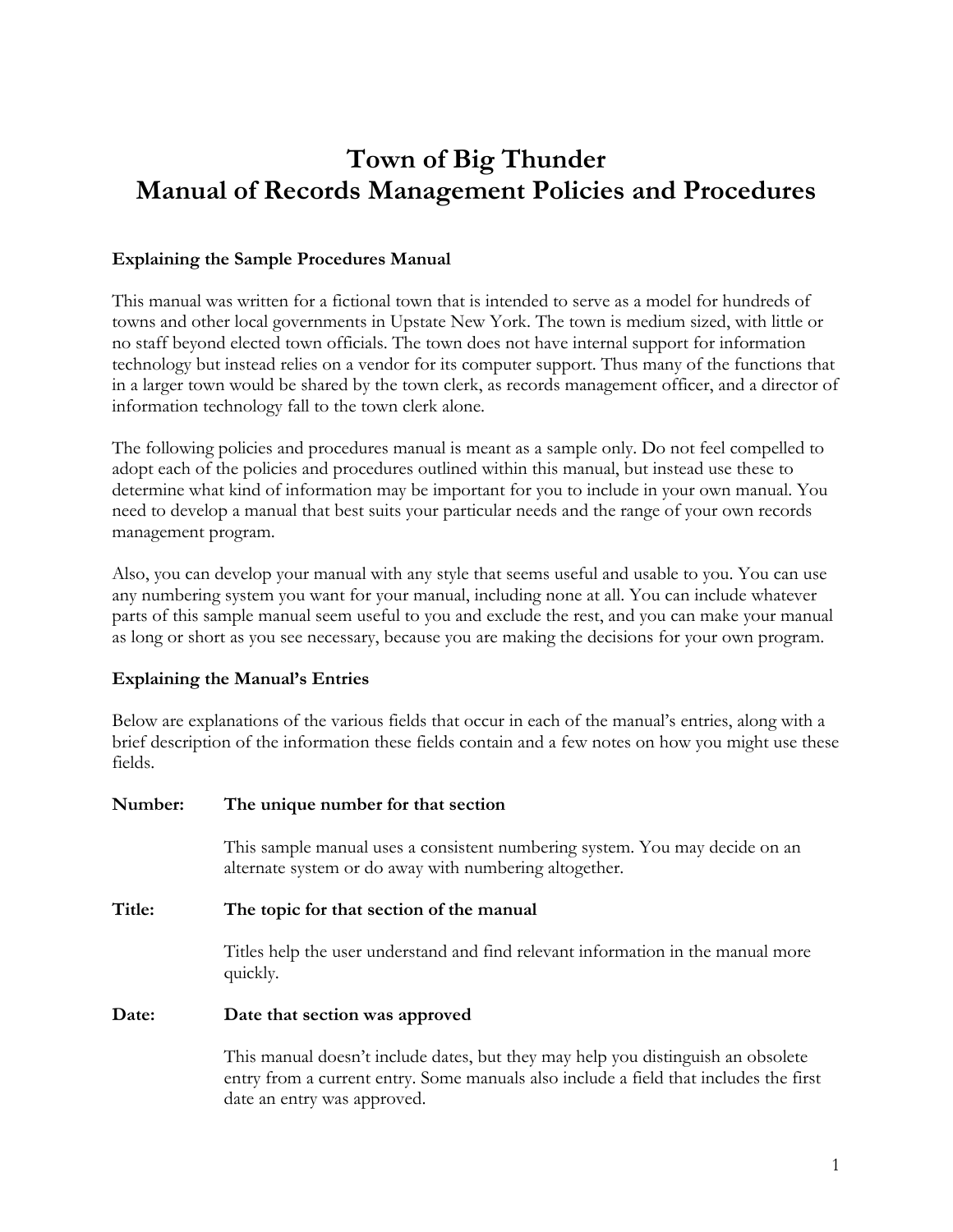# Town of Big Thunder
# Manual of Records Management Policies and Procedures

### Explaining the Sample Procedures Manual

This manual was written for a fictional town that is intended to serve as a model for hundreds of towns and other local governments in Upstate New York. The town is medium sized, with little or no staff beyond elected town officials. The town does not have internal support for information technology but instead relies on a vendor for its computer support. Thus many of the functions that in a larger town would be shared by the town clerk, as records management officer, and a director of information technology fall to the town clerk alone.

The following policies and procedures manual is meant as a sample only. Do not feel compelled to adopt each of the policies and procedures outlined within this manual, but instead use these to determine what kind of information may be important for you to include in your own manual. You need to develop a manual that best suits your particular needs and the range of your own records management program.

Also, you can develop your manual with any style that seems useful and usable to you. You can use any numbering system you want for your manual, including none at all. You can include whatever parts of this sample manual seem useful to you and exclude the rest, and you can make your manual as long or short as you see necessary, because you are making the decisions for your own program.

### Explaining the Manual's Entries

Below are explanations of the various fields that occur in each of the manual's entries, along with a brief description of the information these fields contain and a few notes on how you might use these fields.

**Number:** **The unique number for that section**

This sample manual uses a consistent numbering system. You may decide on an alternate system or do away with numbering altogether.

**Title:** **The topic for that section of the manual**

Titles help the user understand and find relevant information in the manual more quickly.

**Date:** **Date that section was approved**

This manual doesn't include dates, but they may help you distinguish an obsolete entry from a current entry. Some manuals also include a field that includes the first date an entry was approved.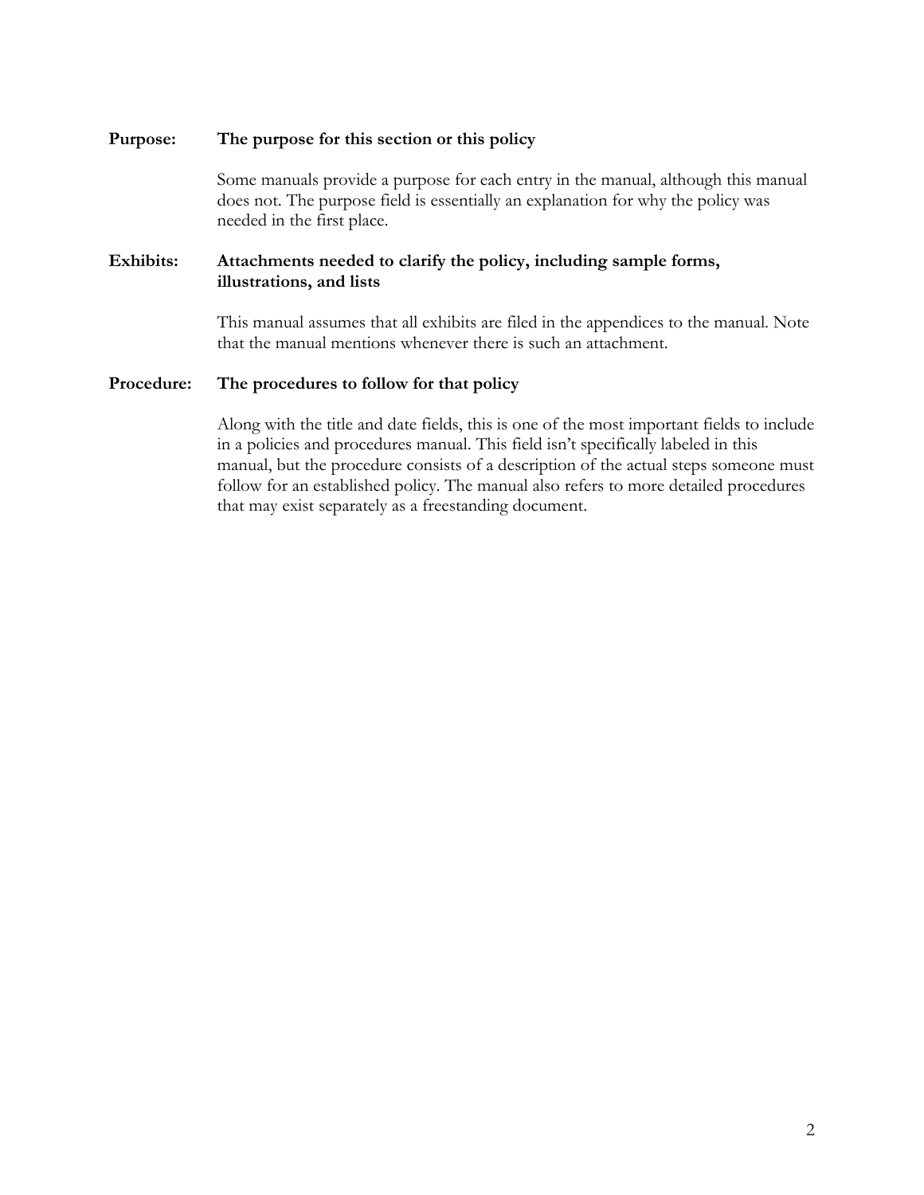**Purpose:** **The purpose for this section or this policy**

Some manuals provide a purpose for each entry in the manual, although this manual does not. The purpose field is essentially an explanation for why the policy was needed in the first place.

**Exhibits:** **Attachments needed to clarify the policy, including sample forms, illustrations, and lists**

This manual assumes that all exhibits are filed in the appendices to the manual. Note that the manual mentions whenever there is such an attachment.

**Procedure:** **The procedures to follow for that policy**

Along with the title and date fields, this is one of the most important fields to include in a policies and procedures manual. This field isn't specifically labeled in this manual, but the procedure consists of a description of the actual steps someone must follow for an established policy. The manual also refers to more detailed procedures that may exist separately as a freestanding document.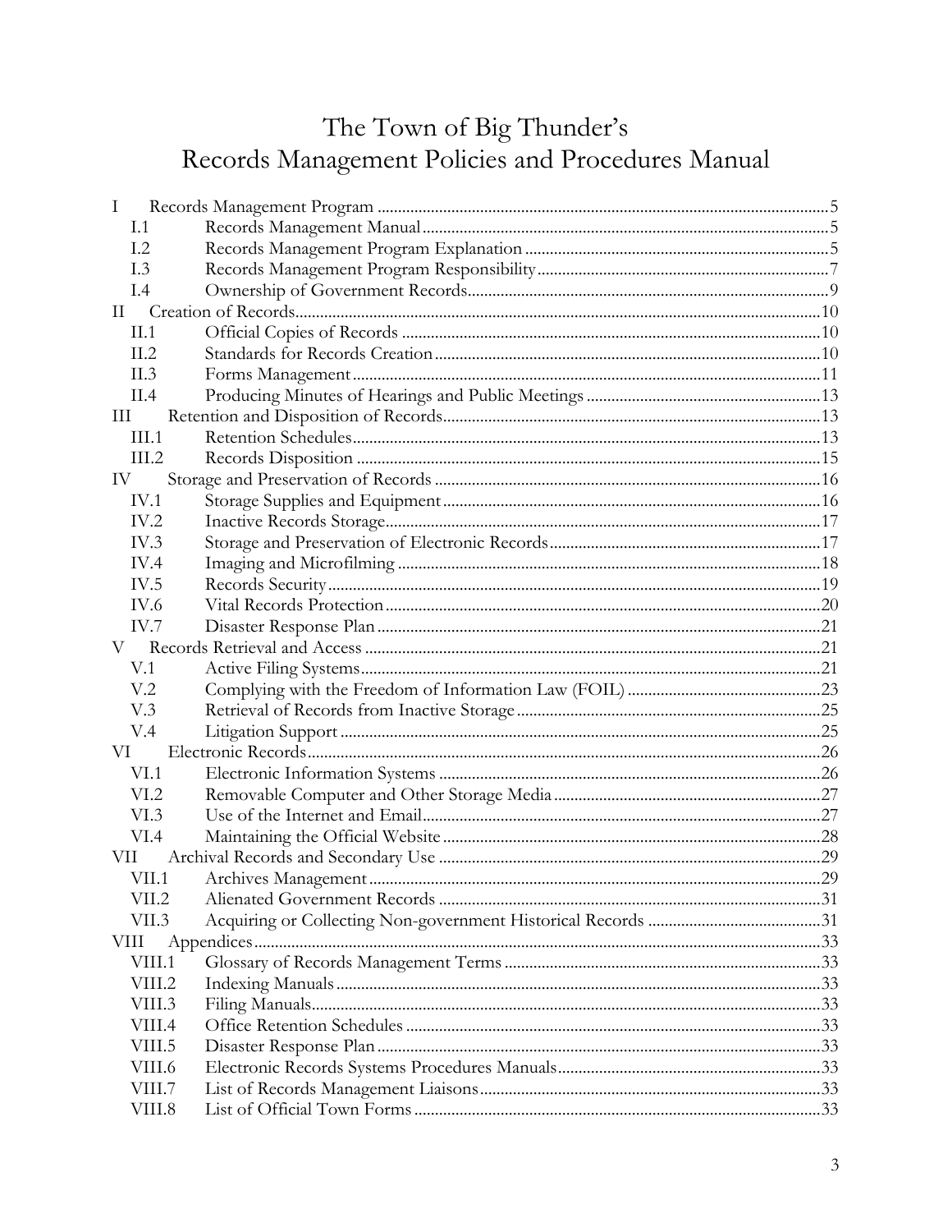# The Town of Big Thunder's Records Management Policies and Procedures Manual

- I Records Management Program ............ 5
  - I.1 Records Management Manual ............ 5
  - I.2 Records Management Program Explanation ............ 5
  - I.3 Records Management Program Responsibility ............ 7
  - I.4 Ownership of Government Records ............ 9
- II Creation of Records ............ 10
  - II.1 Official Copies of Records ............ 10
  - II.2 Standards for Records Creation ............ 10
  - II.3 Forms Management ............ 11
  - II.4 Producing Minutes of Hearings and Public Meetings ............ 13
- III Retention and Disposition of Records ............ 13
  - III.1 Retention Schedules ............ 13
  - III.2 Records Disposition ............ 15
- IV Storage and Preservation of Records ............ 16
  - IV.1 Storage Supplies and Equipment ............ 16
  - IV.2 Inactive Records Storage ............ 17
  - IV.3 Storage and Preservation of Electronic Records ............ 17
  - IV.4 Imaging and Microfilming ............ 18
  - IV.5 Records Security ............ 19
  - IV.6 Vital Records Protection ............ 20
  - IV.7 Disaster Response Plan ............ 21
- V Records Retrieval and Access ............ 21
  - V.1 Active Filing Systems ............ 21
  - V.2 Complying with the Freedom of Information Law (FOIL) ............ 23
  - V.3 Retrieval of Records from Inactive Storage ............ 25
  - V.4 Litigation Support ............ 25
- VI Electronic Records ............ 26
  - VI.1 Electronic Information Systems ............ 26
  - VI.2 Removable Computer and Other Storage Media ............ 27
  - VI.3 Use of the Internet and Email ............ 27
  - VI.4 Maintaining the Official Website ............ 28
- VII Archival Records and Secondary Use ............ 29
  - VII.1 Archives Management ............ 29
  - VII.2 Alienated Government Records ............ 31
  - VII.3 Acquiring or Collecting Non-government Historical Records ............ 31
- VIII Appendices ............ 33
  - VIII.1 Glossary of Records Management Terms ............ 33
  - VIII.2 Indexing Manuals ............ 33
  - VIII.3 Filing Manuals ............ 33
  - VIII.4 Office Retention Schedules ............ 33
  - VIII.5 Disaster Response Plan ............ 33
  - VIII.6 Electronic Records Systems Procedures Manuals ............ 33
  - VIII.7 List of Records Management Liaisons ............ 33
  - VIII.8 List of Official Town Forms ............ 33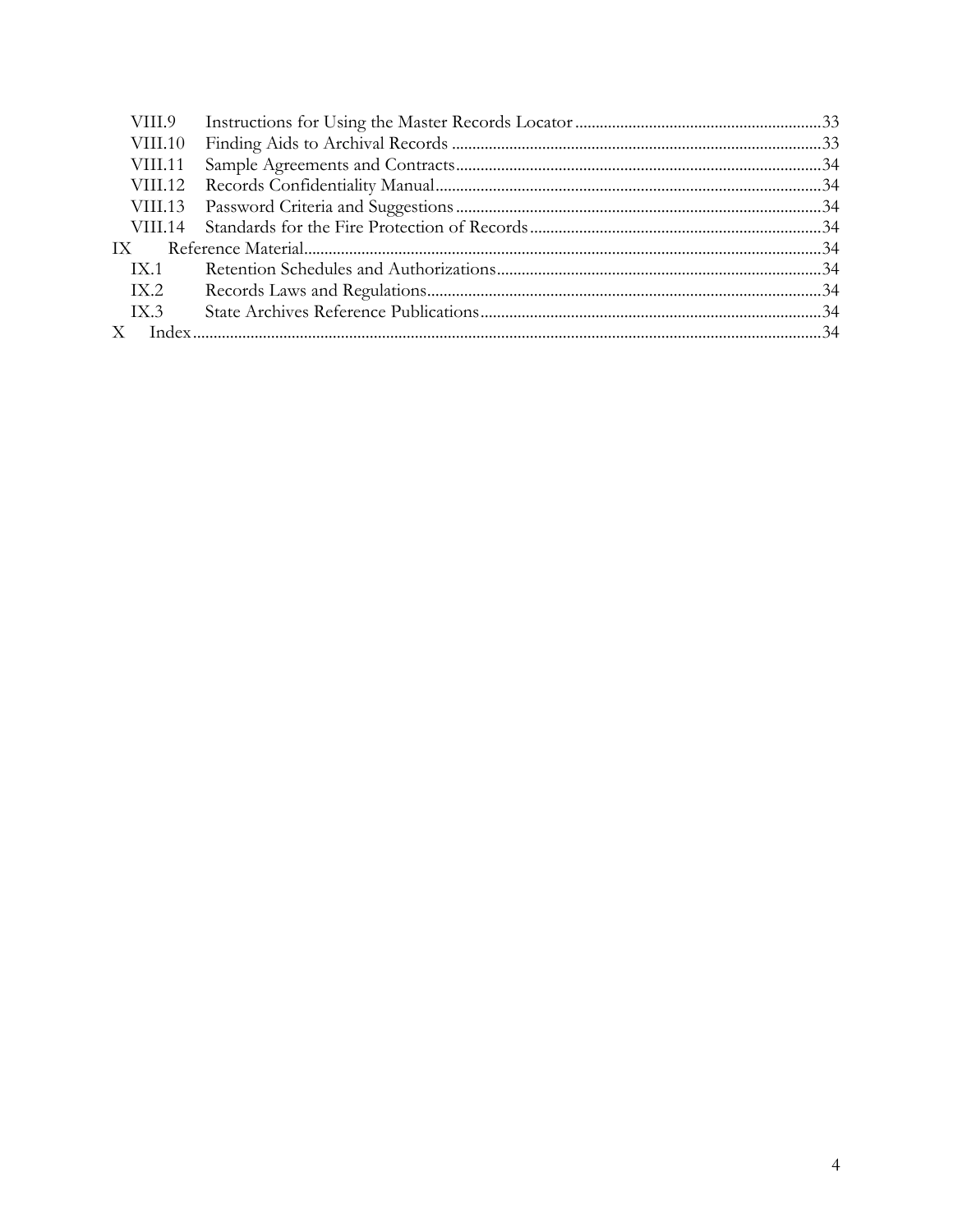VIII.9 Instructions for Using the Master Records Locator ........................................................ 33
VIII.10 Finding Aids to Archival Records ........................................................................ 33
VIII.11 Sample Agreements and Contracts ........................................................................ 34
VIII.12 Records Confidentiality Manual ........................................................................... 34
VIII.13 Password Criteria and Suggestions ....................................................................... 34
VIII.14 Standards for the Fire Protection of Records ....................................................... 34
IX Reference Material ..................................................................................................... 34
IX.1 Retention Schedules and Authorizations ................................................................ 34
IX.2 Records Laws and Regulations ................................................................................ 34
IX.3 State Archives Reference Publications ................................................................... 34
X Index ................................................................................................................................ 34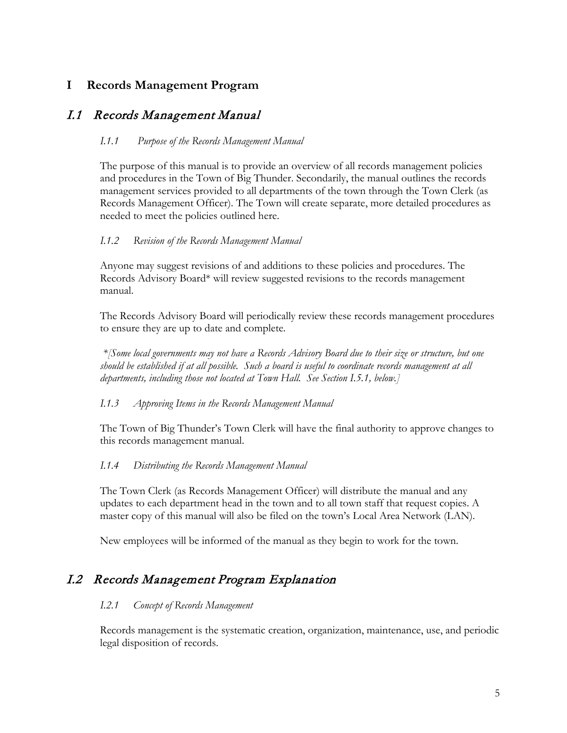# I Records Management Program

## *I.1 Records Management Manual*

### *I.1.1 Purpose of the Records Management Manual*

The purpose of this manual is to provide an overview of all records management policies and procedures in the Town of Big Thunder. Secondarily, the manual outlines the records management services provided to all departments of the town through the Town Clerk (as Records Management Officer). The Town will create separate, more detailed procedures as needed to meet the policies outlined here.

### *I.1.2 Revision of the Records Management Manual*

Anyone may suggest revisions of and additions to these policies and procedures. The Records Advisory Board* will review suggested revisions to the records management manual.

The Records Advisory Board will periodically review these records management procedures to ensure they are up to date and complete.

*\*[Some local governments may not have a Records Advisory Board due to their size or structure, but one should be established if at all possible. Such a board is useful to coordinate records management at all departments, including those not located at Town Hall. See Section I.5.1, below.]*

### *I.1.3 Approving Items in the Records Management Manual*

The Town of Big Thunder's Town Clerk will have the final authority to approve changes to this records management manual.

### *I.1.4 Distributing the Records Management Manual*

The Town Clerk (as Records Management Officer) will distribute the manual and any updates to each department head in the town and to all town staff that request copies. A master copy of this manual will also be filed on the town's Local Area Network (LAN).

New employees will be informed of the manual as they begin to work for the town.

## *I.2 Records Management Program Explanation*

### *I.2.1 Concept of Records Management*

Records management is the systematic creation, organization, maintenance, use, and periodic legal disposition of records.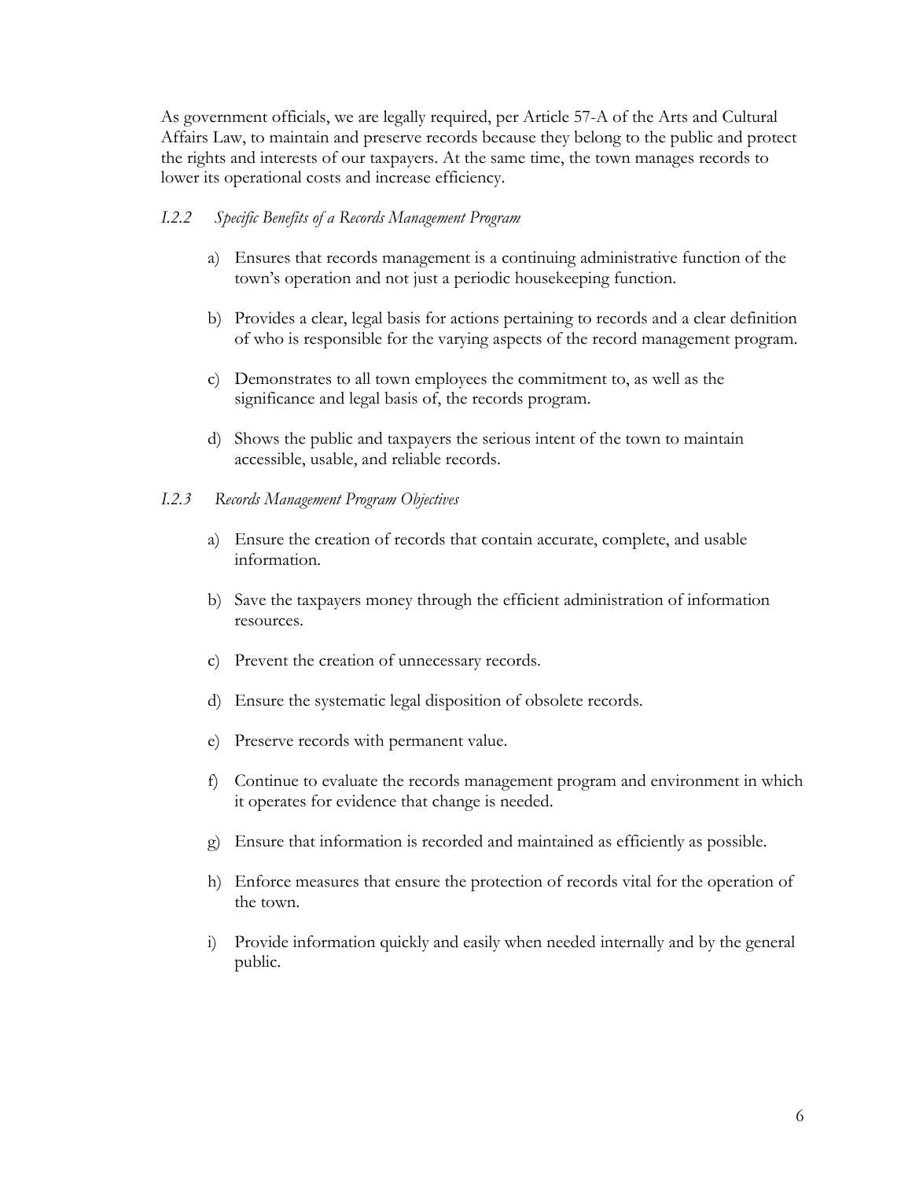As government officials, we are legally required, per Article 57-A of the Arts and Cultural Affairs Law, to maintain and preserve records because they belong to the public and protect the rights and interests of our taxpayers. At the same time, the town manages records to lower its operational costs and increase efficiency.

### *I.2.2 Specific Benefits of a Records Management Program*

a) Ensures that records management is a continuing administrative function of the town's operation and not just a periodic housekeeping function.

b) Provides a clear, legal basis for actions pertaining to records and a clear definition of who is responsible for the varying aspects of the record management program.

c) Demonstrates to all town employees the commitment to, as well as the significance and legal basis of, the records program.

d) Shows the public and taxpayers the serious intent of the town to maintain accessible, usable, and reliable records.

### *I.2.3 Records Management Program Objectives*

a) Ensure the creation of records that contain accurate, complete, and usable information.

b) Save the taxpayers money through the efficient administration of information resources.

c) Prevent the creation of unnecessary records.

d) Ensure the systematic legal disposition of obsolete records.

e) Preserve records with permanent value.

f) Continue to evaluate the records management program and environment in which it operates for evidence that change is needed.

g) Ensure that information is recorded and maintained as efficiently as possible.

h) Enforce measures that ensure the protection of records vital for the operation of the town.

i) Provide information quickly and easily when needed internally and by the general public.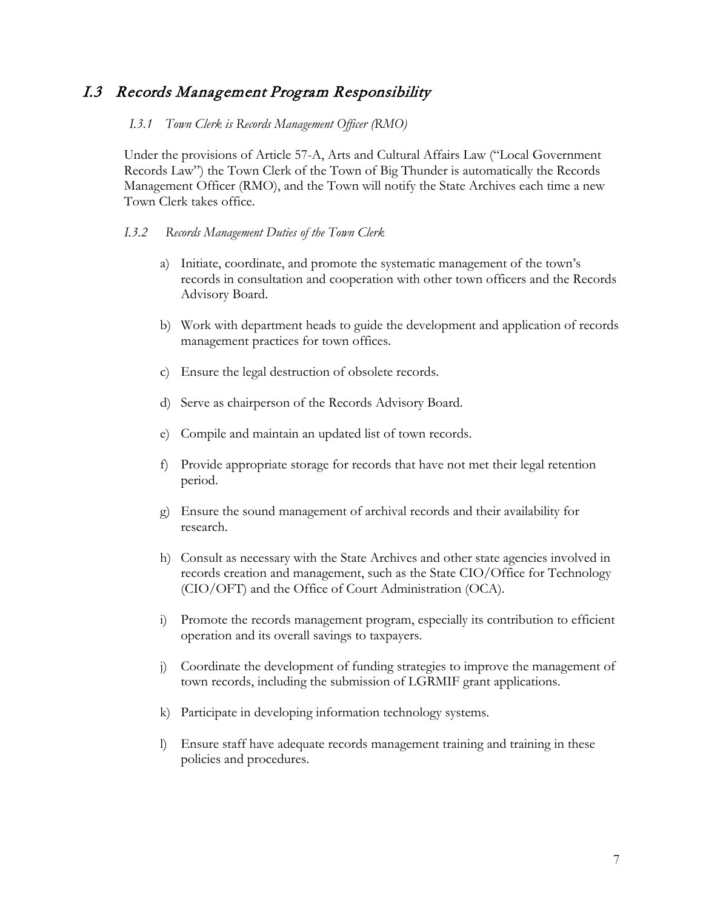## *I.3 Records Management Program Responsibility*

### *I.3.1 Town Clerk is Records Management Officer (RMO)*

Under the provisions of Article 57-A, Arts and Cultural Affairs Law ("Local Government Records Law") the Town Clerk of the Town of Big Thunder is automatically the Records Management Officer (RMO), and the Town will notify the State Archives each time a new Town Clerk takes office.

### *I.3.2 Records Management Duties of the Town Clerk*

a) Initiate, coordinate, and promote the systematic management of the town's records in consultation and cooperation with other town officers and the Records Advisory Board.

b) Work with department heads to guide the development and application of records management practices for town offices.

c) Ensure the legal destruction of obsolete records.

d) Serve as chairperson of the Records Advisory Board.

e) Compile and maintain an updated list of town records.

f) Provide appropriate storage for records that have not met their legal retention period.

g) Ensure the sound management of archival records and their availability for research.

h) Consult as necessary with the State Archives and other state agencies involved in records creation and management, such as the State CIO/Office for Technology (CIO/OFT) and the Office of Court Administration (OCA).

i) Promote the records management program, especially its contribution to efficient operation and its overall savings to taxpayers.

j) Coordinate the development of funding strategies to improve the management of town records, including the submission of LGRMIF grant applications.

k) Participate in developing information technology systems.

l) Ensure staff have adequate records management training and training in these policies and procedures.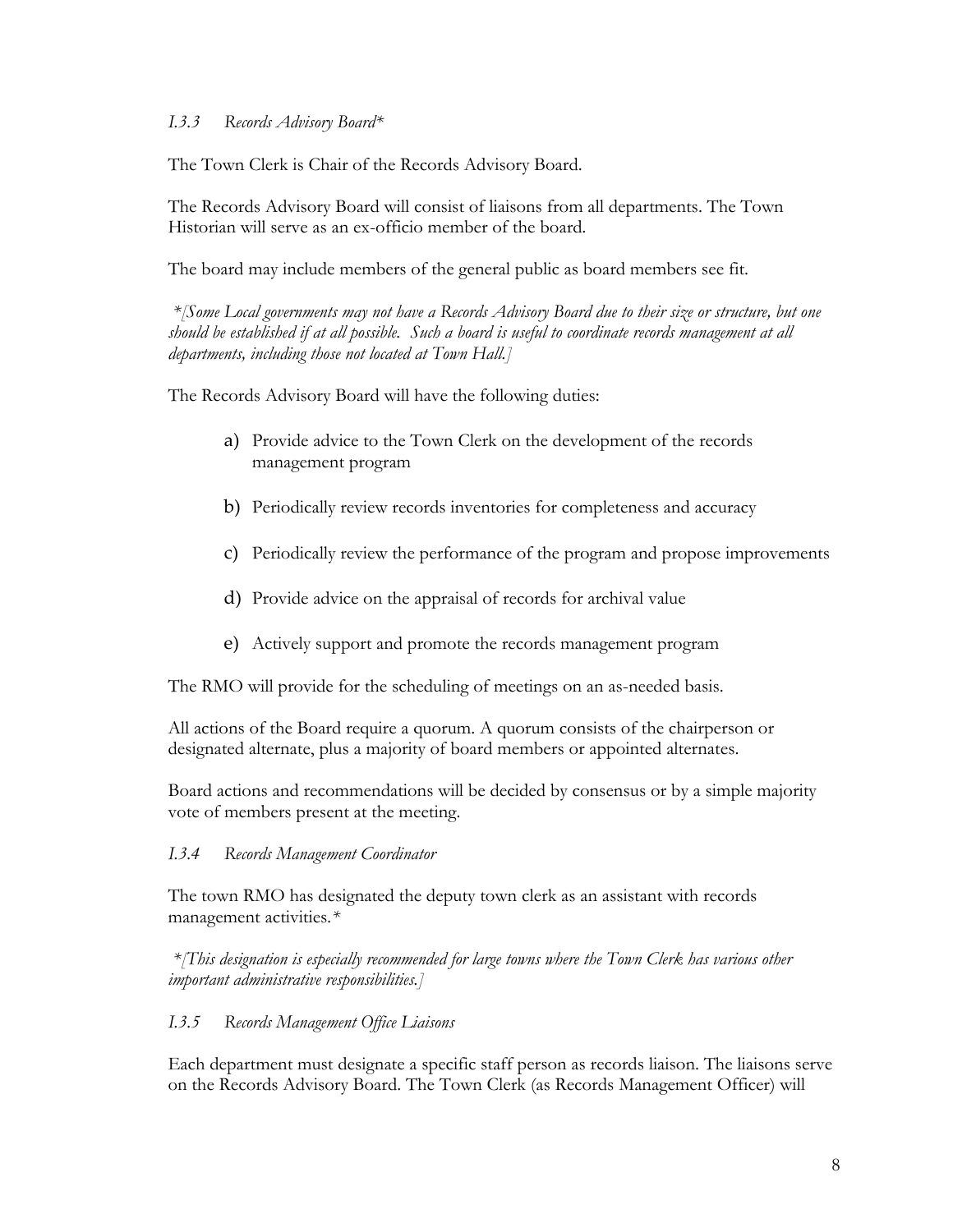### *I.3.3 Records Advisory Board**

The Town Clerk is Chair of the Records Advisory Board.

The Records Advisory Board will consist of liaisons from all departments. The Town Historian will serve as an ex-officio member of the board.

The board may include members of the general public as board members see fit.

*\*[Some Local governments may not have a Records Advisory Board due to their size or structure, but one should be established if at all possible. Such a board is useful to coordinate records management at all departments, including those not located at Town Hall.]*

The Records Advisory Board will have the following duties:

a) Provide advice to the Town Clerk on the development of the records management program

b) Periodically review records inventories for completeness and accuracy

c) Periodically review the performance of the program and propose improvements

d) Provide advice on the appraisal of records for archival value

e) Actively support and promote the records management program

The RMO will provide for the scheduling of meetings on an as-needed basis.

All actions of the Board require a quorum. A quorum consists of the chairperson or designated alternate, plus a majority of board members or appointed alternates.

Board actions and recommendations will be decided by consensus or by a simple majority vote of members present at the meeting.

### *I.3.4 Records Management Coordinator*

The town RMO has designated the deputy town clerk as an assistant with records management activities.*

*\*[This designation is especially recommended for large towns where the Town Clerk has various other important administrative responsibilities.]*

### *I.3.5 Records Management Office Liaisons*

Each department must designate a specific staff person as records liaison. The liaisons serve on the Records Advisory Board. The Town Clerk (as Records Management Officer) will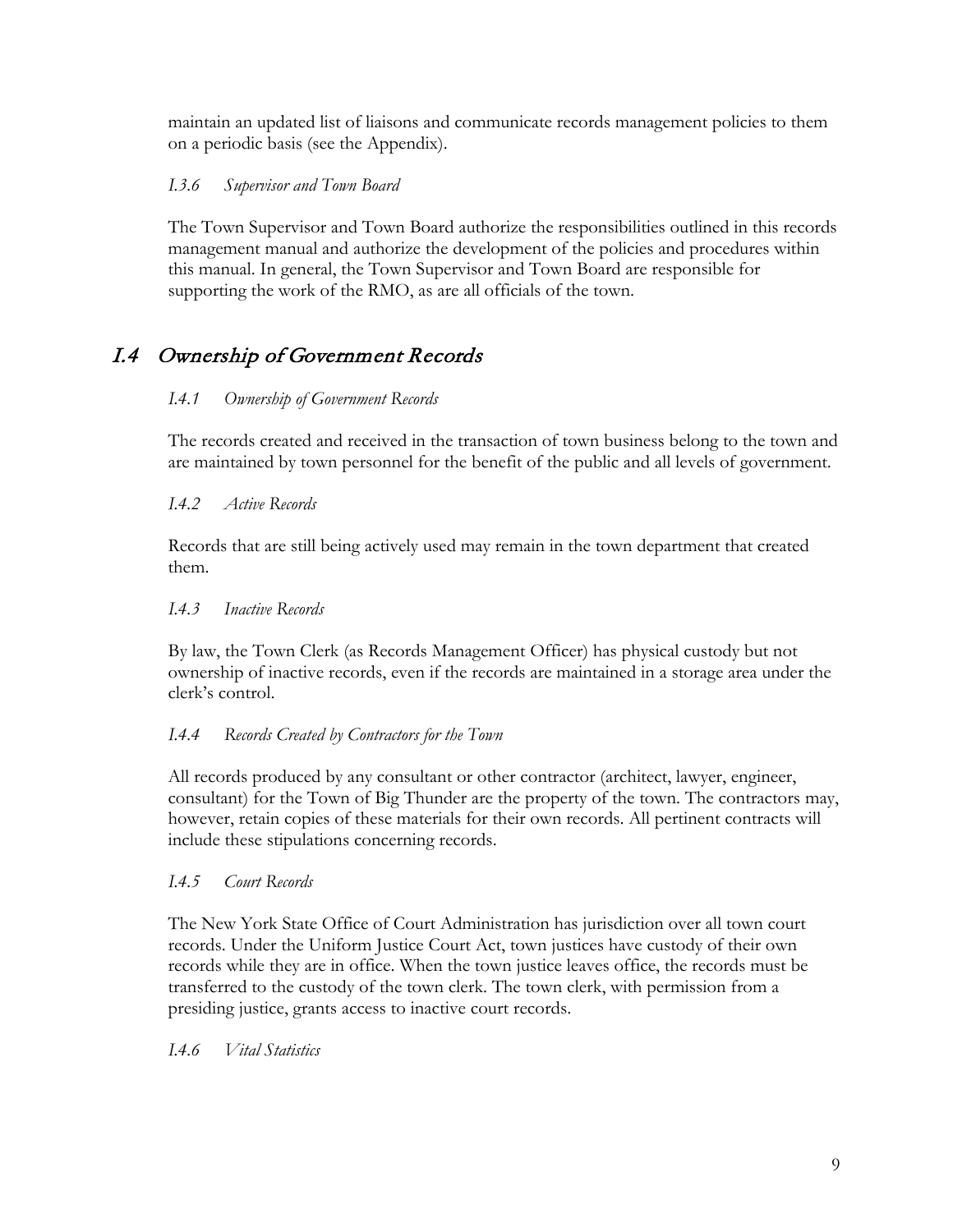maintain an updated list of liaisons and communicate records management policies to them on a periodic basis (see the Appendix).

### *I.3.6 Supervisor and Town Board*

The Town Supervisor and Town Board authorize the responsibilities outlined in this records management manual and authorize the development of the policies and procedures within this manual. In general, the Town Supervisor and Town Board are responsible for supporting the work of the RMO, as are all officials of the town.

## *I.4 Ownership of Government Records*

### *I.4.1 Ownership of Government Records*

The records created and received in the transaction of town business belong to the town and are maintained by town personnel for the benefit of the public and all levels of government.

### *I.4.2 Active Records*

Records that are still being actively used may remain in the town department that created them.

### *I.4.3 Inactive Records*

By law, the Town Clerk (as Records Management Officer) has physical custody but not ownership of inactive records, even if the records are maintained in a storage area under the clerk's control.

### *I.4.4 Records Created by Contractors for the Town*

All records produced by any consultant or other contractor (architect, lawyer, engineer, consultant) for the Town of Big Thunder are the property of the town. The contractors may, however, retain copies of these materials for their own records. All pertinent contracts will include these stipulations concerning records.

### *I.4.5 Court Records*

The New York State Office of Court Administration has jurisdiction over all town court records. Under the Uniform Justice Court Act, town justices have custody of their own records while they are in office. When the town justice leaves office, the records must be transferred to the custody of the town clerk. The town clerk, with permission from a presiding justice, grants access to inactive court records.

### *I.4.6 Vital Statistics*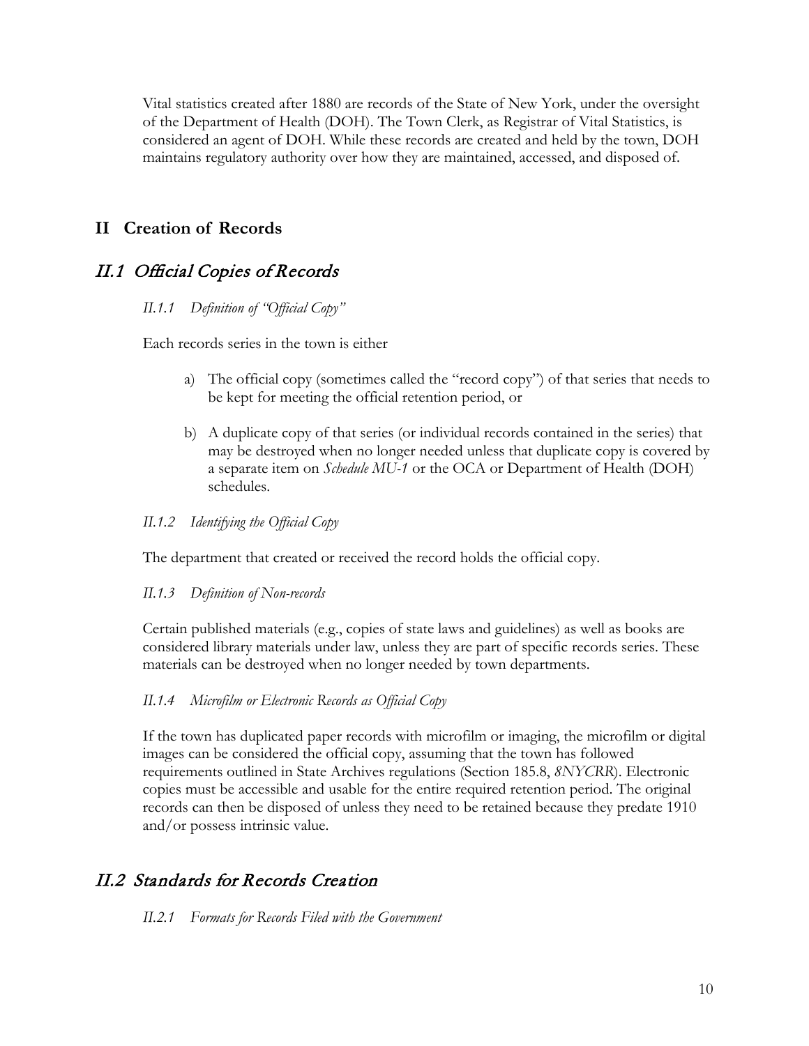Vital statistics created after 1880 are records of the State of New York, under the oversight of the Department of Health (DOH). The Town Clerk, as Registrar of Vital Statistics, is considered an agent of DOH. While these records are created and held by the town, DOH maintains regulatory authority over how they are maintained, accessed, and disposed of.

# II Creation of Records

## II.1 Official Copies of Records

### *II.1.1 Definition of "Official Copy"*

Each records series in the town is either

a) The official copy (sometimes called the "record copy") of that series that needs to be kept for meeting the official retention period, or

b) A duplicate copy of that series (or individual records contained in the series) that may be destroyed when no longer needed unless that duplicate copy is covered by a separate item on *Schedule MU-1* or the OCA or Department of Health (DOH) schedules.

### *II.1.2 Identifying the Official Copy*

The department that created or received the record holds the official copy.

### *II.1.3 Definition of Non-records*

Certain published materials (e.g., copies of state laws and guidelines) as well as books are considered library materials under law, unless they are part of specific records series. These materials can be destroyed when no longer needed by town departments.

### *II.1.4 Microfilm or Electronic Records as Official Copy*

If the town has duplicated paper records with microfilm or imaging, the microfilm or digital images can be considered the official copy, assuming that the town has followed requirements outlined in State Archives regulations (Section 185.8, *8NYCRR*). Electronic copies must be accessible and usable for the entire required retention period. The original records can then be disposed of unless they need to be retained because they predate 1910 and/or possess intrinsic value.

## II.2 Standards for Records Creation

### *II.2.1 Formats for Records Filed with the Government*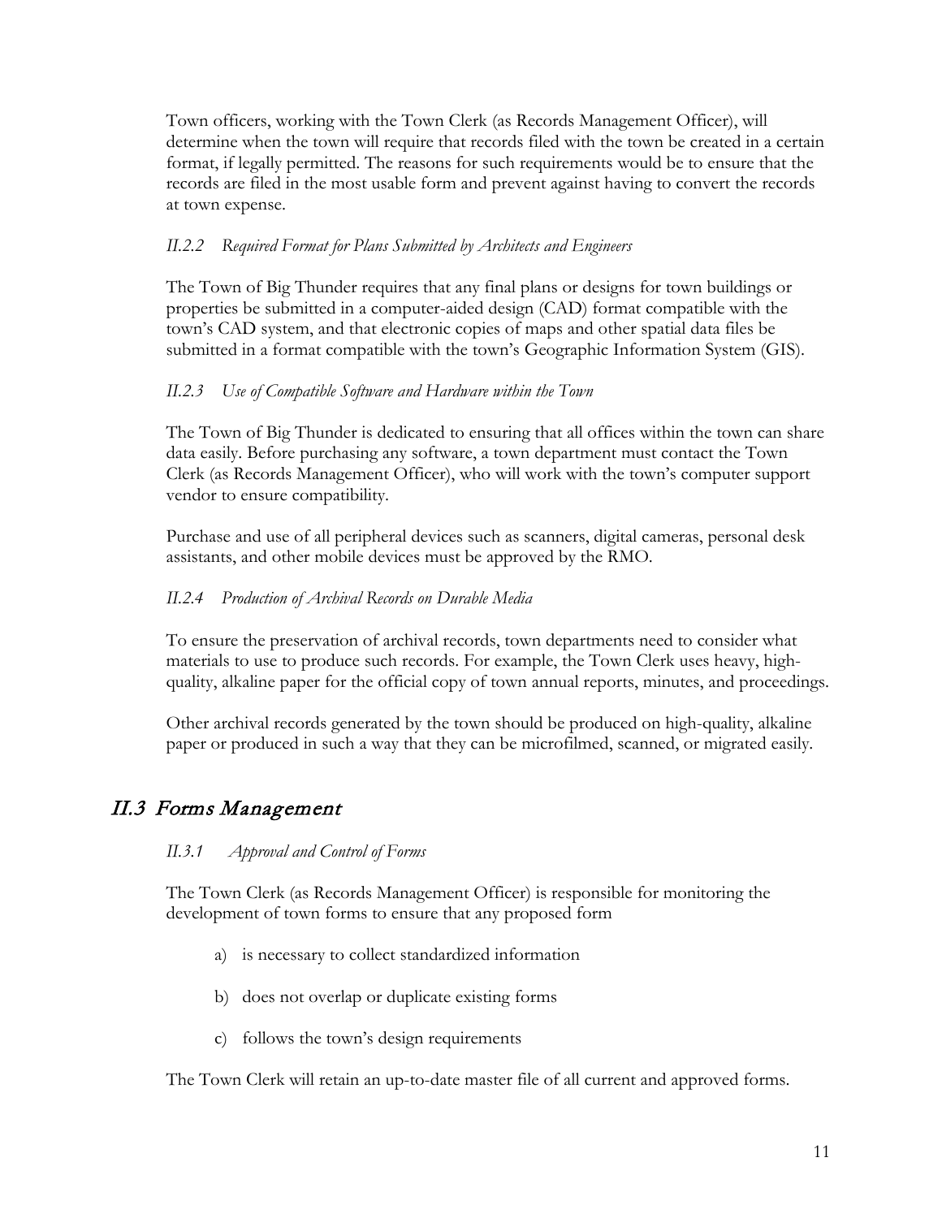Town officers, working with the Town Clerk (as Records Management Officer), will determine when the town will require that records filed with the town be created in a certain format, if legally permitted. The reasons for such requirements would be to ensure that the records are filed in the most usable form and prevent against having to convert the records at town expense.

#### *II.2.2 Required Format for Plans Submitted by Architects and Engineers*

The Town of Big Thunder requires that any final plans or designs for town buildings or properties be submitted in a computer-aided design (CAD) format compatible with the town's CAD system, and that electronic copies of maps and other spatial data files be submitted in a format compatible with the town's Geographic Information System (GIS).

#### *II.2.3 Use of Compatible Software and Hardware within the Town*

The Town of Big Thunder is dedicated to ensuring that all offices within the town can share data easily. Before purchasing any software, a town department must contact the Town Clerk (as Records Management Officer), who will work with the town's computer support vendor to ensure compatibility.

Purchase and use of all peripheral devices such as scanners, digital cameras, personal desk assistants, and other mobile devices must be approved by the RMO.

#### *II.2.4 Production of Archival Records on Durable Media*

To ensure the preservation of archival records, town departments need to consider what materials to use to produce such records. For example, the Town Clerk uses heavy, high-quality, alkaline paper for the official copy of town annual reports, minutes, and proceedings.

Other archival records generated by the town should be produced on high-quality, alkaline paper or produced in such a way that they can be microfilmed, scanned, or migrated easily.

## II.3 Forms Management

#### *II.3.1 Approval and Control of Forms*

The Town Clerk (as Records Management Officer) is responsible for monitoring the development of town forms to ensure that any proposed form

a) is necessary to collect standardized information

b) does not overlap or duplicate existing forms

c) follows the town's design requirements

The Town Clerk will retain an up-to-date master file of all current and approved forms.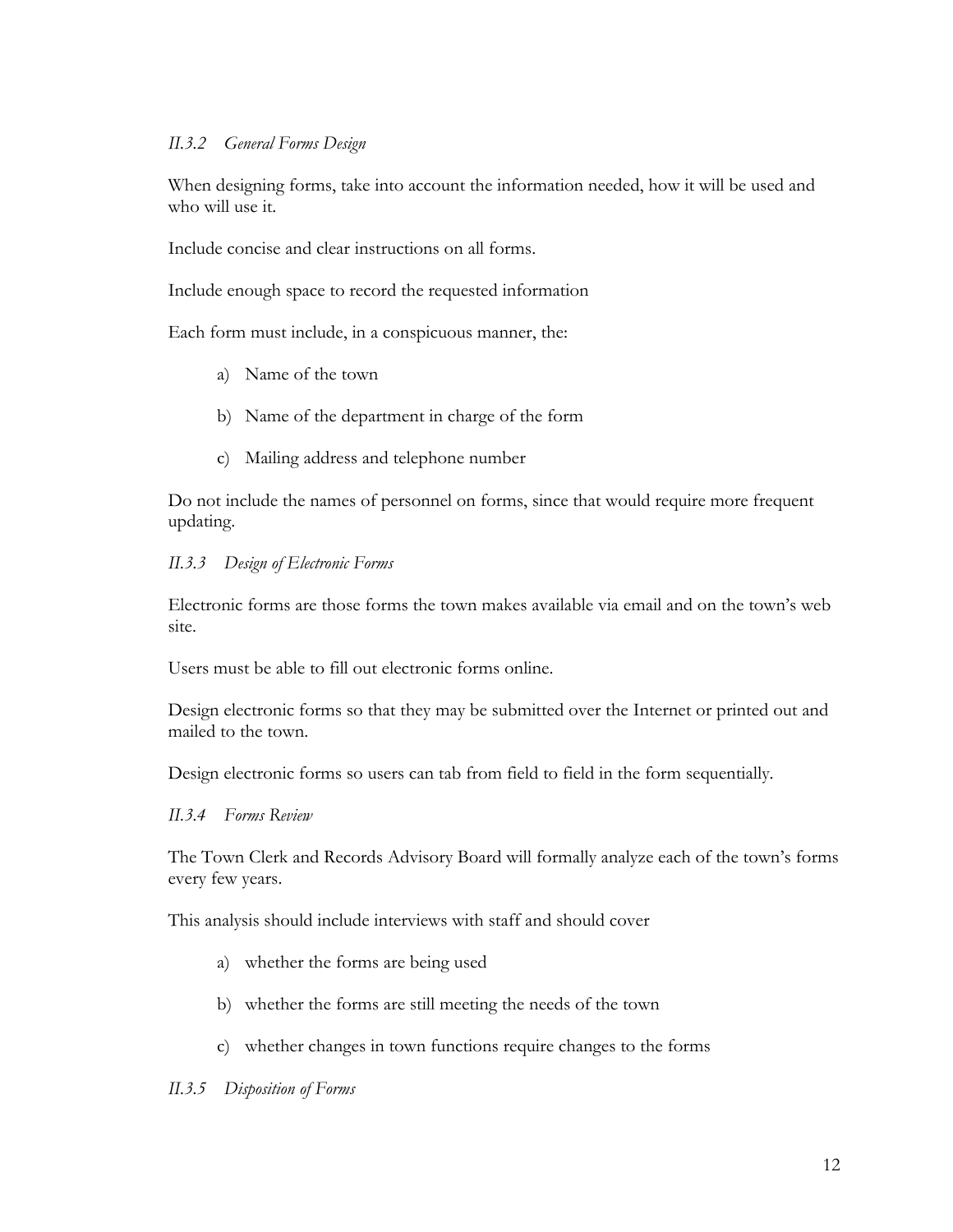### *II.3.2 General Forms Design*

When designing forms, take into account the information needed, how it will be used and who will use it.

Include concise and clear instructions on all forms.

Include enough space to record the requested information

Each form must include, in a conspicuous manner, the:

a) Name of the town

b) Name of the department in charge of the form

c) Mailing address and telephone number

Do not include the names of personnel on forms, since that would require more frequent updating.

### *II.3.3 Design of Electronic Forms*

Electronic forms are those forms the town makes available via email and on the town's web site.

Users must be able to fill out electronic forms online.

Design electronic forms so that they may be submitted over the Internet or printed out and mailed to the town.

Design electronic forms so users can tab from field to field in the form sequentially.

### *II.3.4 Forms Review*

The Town Clerk and Records Advisory Board will formally analyze each of the town's forms every few years.

This analysis should include interviews with staff and should cover

a) whether the forms are being used

b) whether the forms are still meeting the needs of the town

c) whether changes in town functions require changes to the forms

### *II.3.5 Disposition of Forms*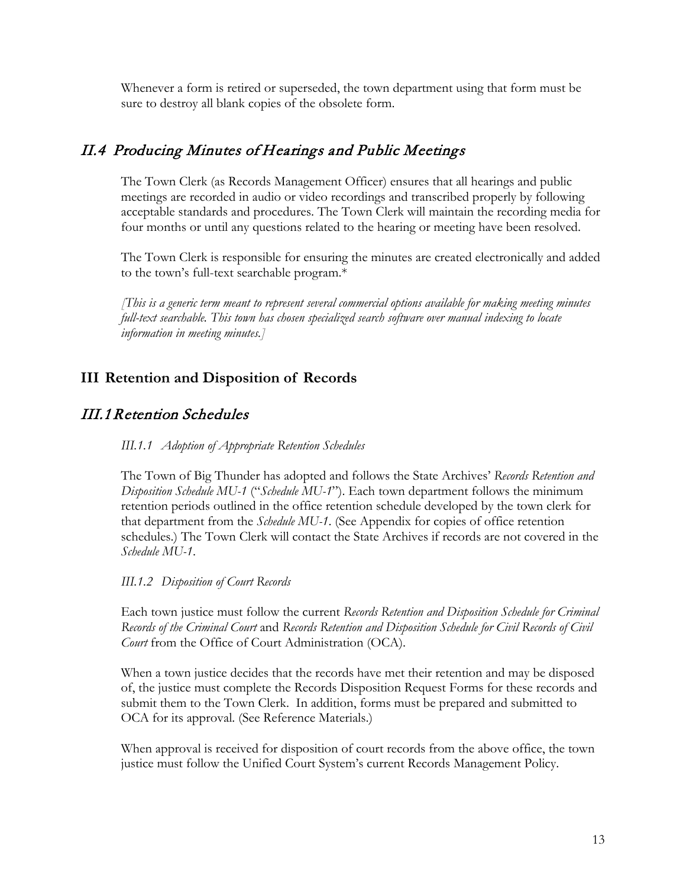Whenever a form is retired or superseded, the town department using that form must be sure to destroy all blank copies of the obsolete form.

## *II.4 Producing Minutes of Hearings and Public Meetings*

The Town Clerk (as Records Management Officer) ensures that all hearings and public meetings are recorded in audio or video recordings and transcribed properly by following acceptable standards and procedures. The Town Clerk will maintain the recording media for four months or until any questions related to the hearing or meeting have been resolved.

The Town Clerk is responsible for ensuring the minutes are created electronically and added to the town's full-text searchable program.*

*[This is a generic term meant to represent several commercial options available for making meeting minutes full-text searchable. This town has chosen specialized search software over manual indexing to locate information in meeting minutes.]*

# III Retention and Disposition of Records

## *III.1 Retention Schedules*

### *III.1.1 Adoption of Appropriate Retention Schedules*

The Town of Big Thunder has adopted and follows the State Archives' *Records Retention and Disposition Schedule MU-1* ("*Schedule MU-1*"). Each town department follows the minimum retention periods outlined in the office retention schedule developed by the town clerk for that department from the *Schedule MU-1*. (See Appendix for copies of office retention schedules.) The Town Clerk will contact the State Archives if records are not covered in the *Schedule MU-1*.

### *III.1.2 Disposition of Court Records*

Each town justice must follow the current *Records Retention and Disposition Schedule for Criminal Records of the Criminal Court* and *Records Retention and Disposition Schedule for Civil Records of Civil Court* from the Office of Court Administration (OCA).

When a town justice decides that the records have met their retention and may be disposed of, the justice must complete the Records Disposition Request Forms for these records and submit them to the Town Clerk. In addition, forms must be prepared and submitted to OCA for its approval. (See Reference Materials.)

When approval is received for disposition of court records from the above office, the town justice must follow the Unified Court System's current Records Management Policy.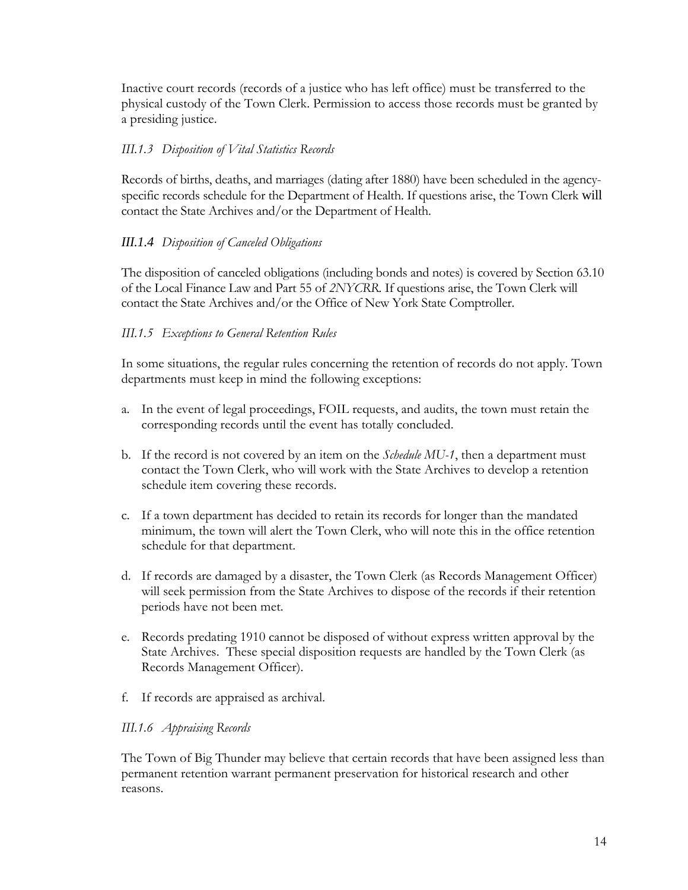Inactive court records (records of a justice who has left office) must be transferred to the physical custody of the Town Clerk. Permission to access those records must be granted by a presiding justice.

### *III.1.3 Disposition of Vital Statistics Records*

Records of births, deaths, and marriages (dating after 1880) have been scheduled in the agency-specific records schedule for the Department of Health. If questions arise, the Town Clerk will contact the State Archives and/or the Department of Health.

### *III.1.4 Disposition of Canceled Obligations*

The disposition of canceled obligations (including bonds and notes) is covered by Section 63.10 of the Local Finance Law and Part 55 of *2NYCRR*. If questions arise, the Town Clerk will contact the State Archives and/or the Office of New York State Comptroller.

### *III.1.5 Exceptions to General Retention Rules*

In some situations, the regular rules concerning the retention of records do not apply. Town departments must keep in mind the following exceptions:

a. In the event of legal proceedings, FOIL requests, and audits, the town must retain the corresponding records until the event has totally concluded.

b. If the record is not covered by an item on the *Schedule MU-1*, then a department must contact the Town Clerk, who will work with the State Archives to develop a retention schedule item covering these records.

c. If a town department has decided to retain its records for longer than the mandated minimum, the town will alert the Town Clerk, who will note this in the office retention schedule for that department.

d. If records are damaged by a disaster, the Town Clerk (as Records Management Officer) will seek permission from the State Archives to dispose of the records if their retention periods have not been met.

e. Records predating 1910 cannot be disposed of without express written approval by the State Archives. These special disposition requests are handled by the Town Clerk (as Records Management Officer).

f. If records are appraised as archival.

### *III.1.6 Appraising Records*

The Town of Big Thunder may believe that certain records that have been assigned less than permanent retention warrant permanent preservation for historical research and other reasons.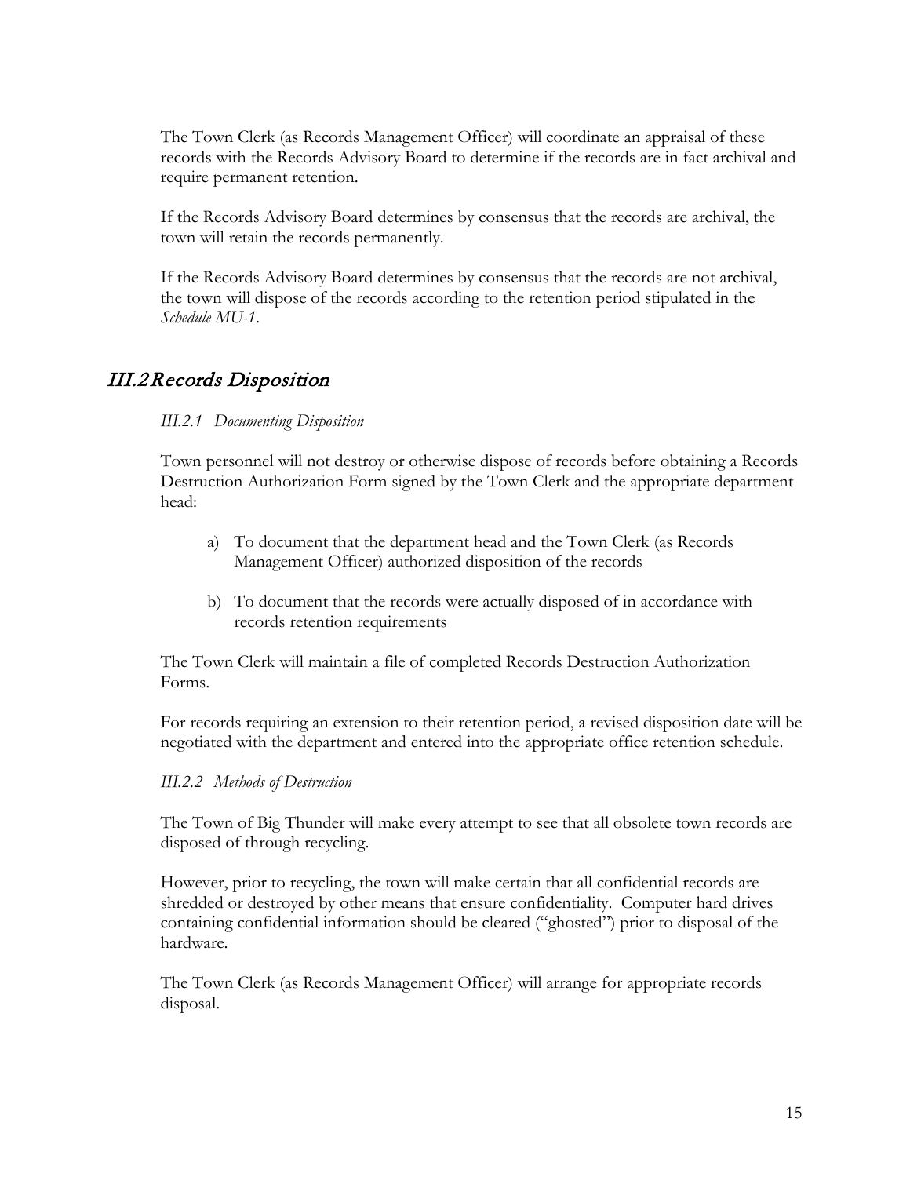The Town Clerk (as Records Management Officer) will coordinate an appraisal of these records with the Records Advisory Board to determine if the records are in fact archival and require permanent retention.

If the Records Advisory Board determines by consensus that the records are archival, the town will retain the records permanently.

If the Records Advisory Board determines by consensus that the records are not archival, the town will dispose of the records according to the retention period stipulated in the *Schedule MU-1*.

## III.2 Records Disposition

### *III.2.1 Documenting Disposition*

Town personnel will not destroy or otherwise dispose of records before obtaining a Records Destruction Authorization Form signed by the Town Clerk and the appropriate department head:

a) To document that the department head and the Town Clerk (as Records Management Officer) authorized disposition of the records

b) To document that the records were actually disposed of in accordance with records retention requirements

The Town Clerk will maintain a file of completed Records Destruction Authorization Forms.

For records requiring an extension to their retention period, a revised disposition date will be negotiated with the department and entered into the appropriate office retention schedule.

### *III.2.2 Methods of Destruction*

The Town of Big Thunder will make every attempt to see that all obsolete town records are disposed of through recycling.

However, prior to recycling, the town will make certain that all confidential records are shredded or destroyed by other means that ensure confidentiality. Computer hard drives containing confidential information should be cleared ("ghosted") prior to disposal of the hardware.

The Town Clerk (as Records Management Officer) will arrange for appropriate records disposal.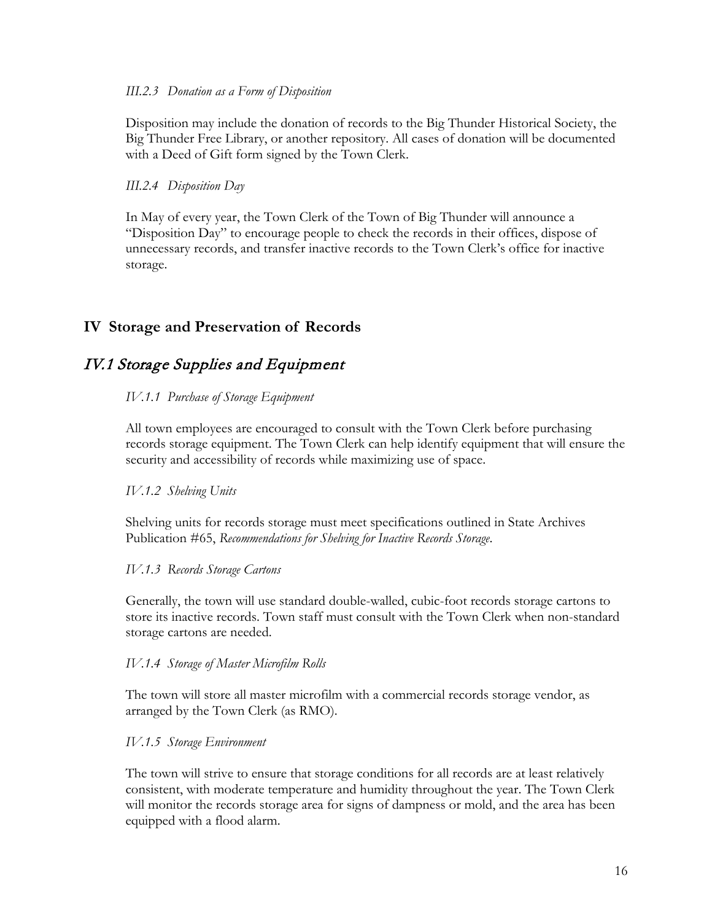*III.2.3 Donation as a Form of Disposition*

Disposition may include the donation of records to the Big Thunder Historical Society, the Big Thunder Free Library, or another repository. All cases of donation will be documented with a Deed of Gift form signed by the Town Clerk.

*III.2.4 Disposition Day*

In May of every year, the Town Clerk of the Town of Big Thunder will announce a "Disposition Day" to encourage people to check the records in their offices, dispose of unnecessary records, and transfer inactive records to the Town Clerk's office for inactive storage.

# IV Storage and Preservation of Records

## IV.1 Storage Supplies and Equipment

*IV.1.1 Purchase of Storage Equipment*

All town employees are encouraged to consult with the Town Clerk before purchasing records storage equipment. The Town Clerk can help identify equipment that will ensure the security and accessibility of records while maximizing use of space.

*IV.1.2 Shelving Units*

Shelving units for records storage must meet specifications outlined in State Archives Publication #65, *Recommendations for Shelving for Inactive Records Storage*.

*IV.1.3 Records Storage Cartons*

Generally, the town will use standard double-walled, cubic-foot records storage cartons to store its inactive records. Town staff must consult with the Town Clerk when non-standard storage cartons are needed.

*IV.1.4 Storage of Master Microfilm Rolls*

The town will store all master microfilm with a commercial records storage vendor, as arranged by the Town Clerk (as RMO).

*IV.1.5 Storage Environment*

The town will strive to ensure that storage conditions for all records are at least relatively consistent, with moderate temperature and humidity throughout the year. The Town Clerk will monitor the records storage area for signs of dampness or mold, and the area has been equipped with a flood alarm.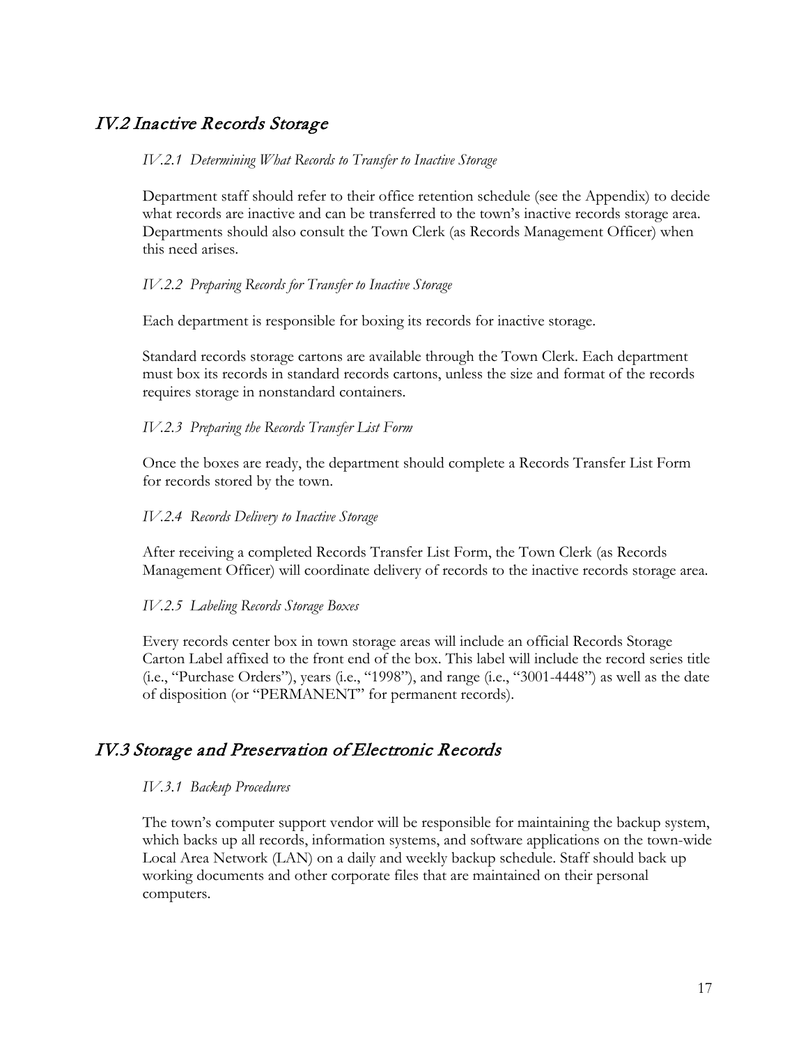## *IV.2 Inactive Records Storage*

### *IV.2.1 Determining What Records to Transfer to Inactive Storage*

Department staff should refer to their office retention schedule (see the Appendix) to decide what records are inactive and can be transferred to the town's inactive records storage area. Departments should also consult the Town Clerk (as Records Management Officer) when this need arises.

### *IV.2.2 Preparing Records for Transfer to Inactive Storage*

Each department is responsible for boxing its records for inactive storage.

Standard records storage cartons are available through the Town Clerk. Each department must box its records in standard records cartons, unless the size and format of the records requires storage in nonstandard containers.

### *IV.2.3 Preparing the Records Transfer List Form*

Once the boxes are ready, the department should complete a Records Transfer List Form for records stored by the town.

### *IV.2.4 Records Delivery to Inactive Storage*

After receiving a completed Records Transfer List Form, the Town Clerk (as Records Management Officer) will coordinate delivery of records to the inactive records storage area.

### *IV.2.5 Labeling Records Storage Boxes*

Every records center box in town storage areas will include an official Records Storage Carton Label affixed to the front end of the box. This label will include the record series title (i.e., "Purchase Orders"), years (i.e., "1998"), and range (i.e., "3001-4448") as well as the date of disposition (or "PERMANENT" for permanent records).

## *IV.3 Storage and Preservation of Electronic Records*

### *IV.3.1 Backup Procedures*

The town's computer support vendor will be responsible for maintaining the backup system, which backs up all records, information systems, and software applications on the town-wide Local Area Network (LAN) on a daily and weekly backup schedule. Staff should back up working documents and other corporate files that are maintained on their personal computers.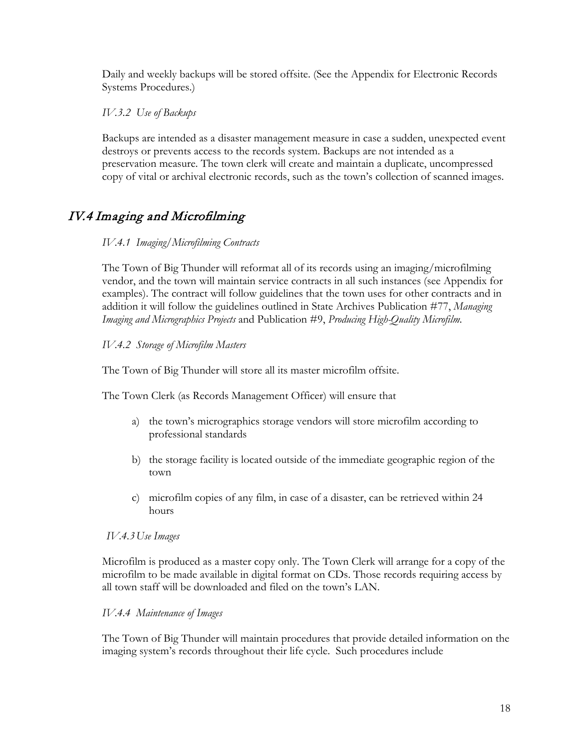Daily and weekly backups will be stored offsite. (See the Appendix for Electronic Records Systems Procedures.)

### *IV.3.2 Use of Backups*

Backups are intended as a disaster management measure in case a sudden, unexpected event destroys or prevents access to the records system. Backups are not intended as a preservation measure. The town clerk will create and maintain a duplicate, uncompressed copy of vital or archival electronic records, such as the town's collection of scanned images.

## IV.4 Imaging and Microfilming

### *IV.4.1 Imaging/Microfilming Contracts*

The Town of Big Thunder will reformat all of its records using an imaging/microfilming vendor, and the town will maintain service contracts in all such instances (see Appendix for examples). The contract will follow guidelines that the town uses for other contracts and in addition it will follow the guidelines outlined in State Archives Publication #77, *Managing Imaging and Micrographics Projects* and Publication #9, *Producing High-Quality Microfilm.*

### *IV.4.2 Storage of Microfilm Masters*

The Town of Big Thunder will store all its master microfilm offsite.

The Town Clerk (as Records Management Officer) will ensure that

a) the town's micrographics storage vendors will store microfilm according to professional standards

b) the storage facility is located outside of the immediate geographic region of the town

c) microfilm copies of any film, in case of a disaster, can be retrieved within 24 hours

### *IV.4.3 Use Images*

Microfilm is produced as a master copy only. The Town Clerk will arrange for a copy of the microfilm to be made available in digital format on CDs. Those records requiring access by all town staff will be downloaded and filed on the town's LAN.

### *IV.4.4 Maintenance of Images*

The Town of Big Thunder will maintain procedures that provide detailed information on the imaging system's records throughout their life cycle. Such procedures include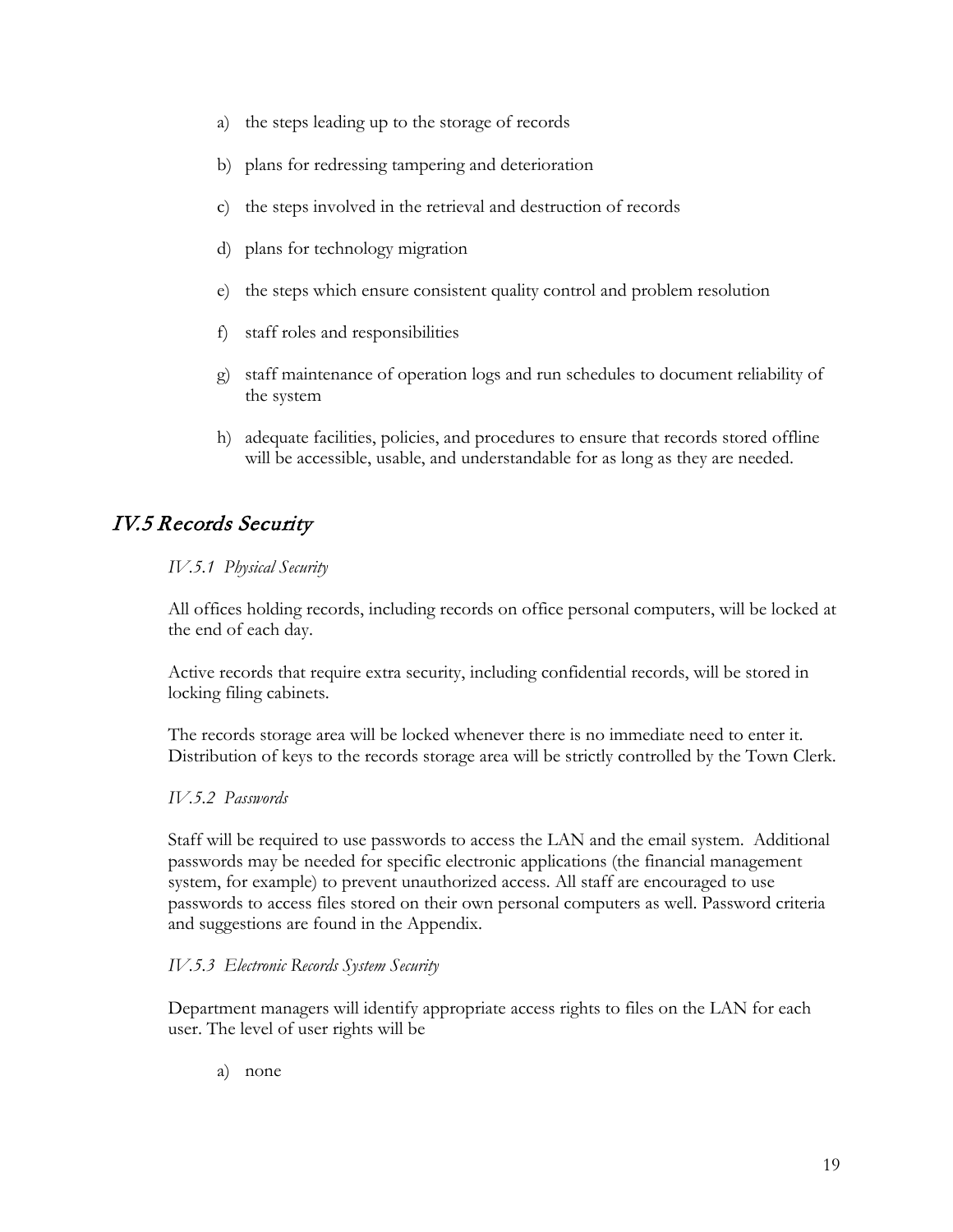a) the steps leading up to the storage of records

b) plans for redressing tampering and deterioration

c) the steps involved in the retrieval and destruction of records

d) plans for technology migration

e) the steps which ensure consistent quality control and problem resolution

f) staff roles and responsibilities

g) staff maintenance of operation logs and run schedules to document reliability of the system

h) adequate facilities, policies, and procedures to ensure that records stored offline will be accessible, usable, and understandable for as long as they are needed.

## IV.5 Records Security

### *IV.5.1 Physical Security*

All offices holding records, including records on office personal computers, will be locked at the end of each day.

Active records that require extra security, including confidential records, will be stored in locking filing cabinets.

The records storage area will be locked whenever there is no immediate need to enter it. Distribution of keys to the records storage area will be strictly controlled by the Town Clerk.

### *IV.5.2 Passwords*

Staff will be required to use passwords to access the LAN and the email system. Additional passwords may be needed for specific electronic applications (the financial management system, for example) to prevent unauthorized access. All staff are encouraged to use passwords to access files stored on their own personal computers as well. Password criteria and suggestions are found in the Appendix.

### *IV.5.3 Electronic Records System Security*

Department managers will identify appropriate access rights to files on the LAN for each user. The level of user rights will be

a) none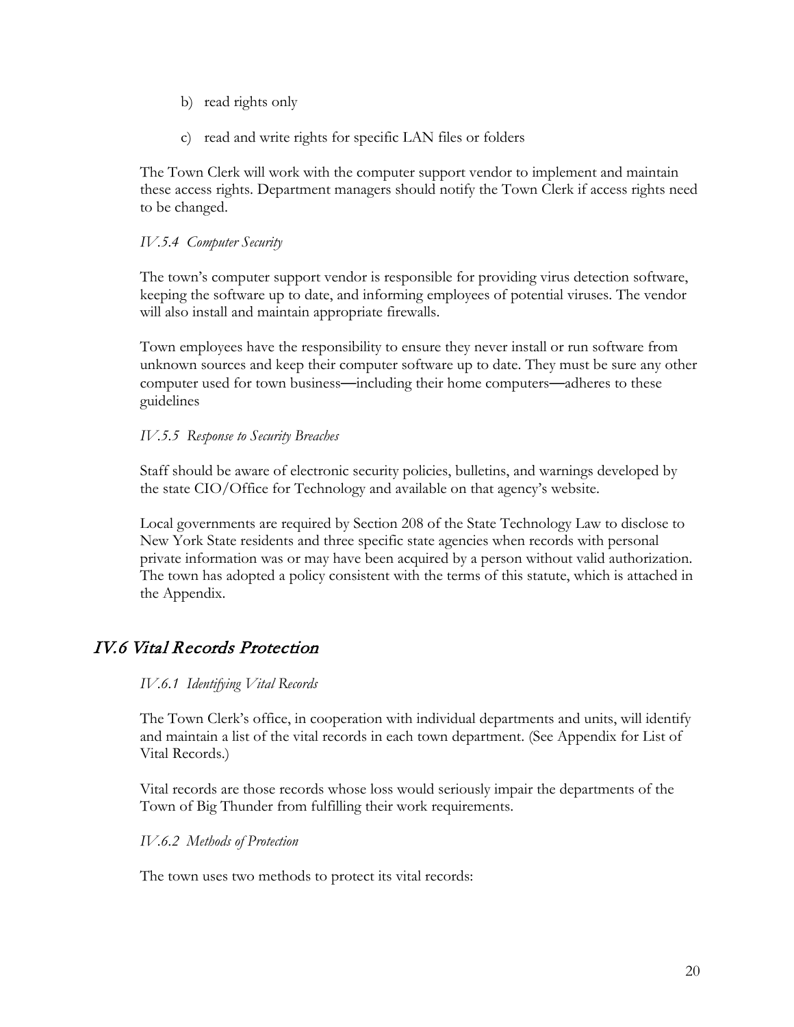b) read rights only

c) read and write rights for specific LAN files or folders

The Town Clerk will work with the computer support vendor to implement and maintain these access rights. Department managers should notify the Town Clerk if access rights need to be changed.

*IV.5.4 Computer Security*

The town's computer support vendor is responsible for providing virus detection software, keeping the software up to date, and informing employees of potential viruses. The vendor will also install and maintain appropriate firewalls.

Town employees have the responsibility to ensure they never install or run software from unknown sources and keep their computer software up to date. They must be sure any other computer used for town business—including their home computers—adheres to these guidelines

*IV.5.5 Response to Security Breaches*

Staff should be aware of electronic security policies, bulletins, and warnings developed by the state CIO/Office for Technology and available on that agency's website.

Local governments are required by Section 208 of the State Technology Law to disclose to New York State residents and three specific state agencies when records with personal private information was or may have been acquired by a person without valid authorization. The town has adopted a policy consistent with the terms of this statute, which is attached in the Appendix.

## *IV.6 Vital Records Protection*

*IV.6.1 Identifying Vital Records*

The Town Clerk's office, in cooperation with individual departments and units, will identify and maintain a list of the vital records in each town department. (See Appendix for List of Vital Records.)

Vital records are those records whose loss would seriously impair the departments of the Town of Big Thunder from fulfilling their work requirements.

*IV.6.2 Methods of Protection*

The town uses two methods to protect its vital records: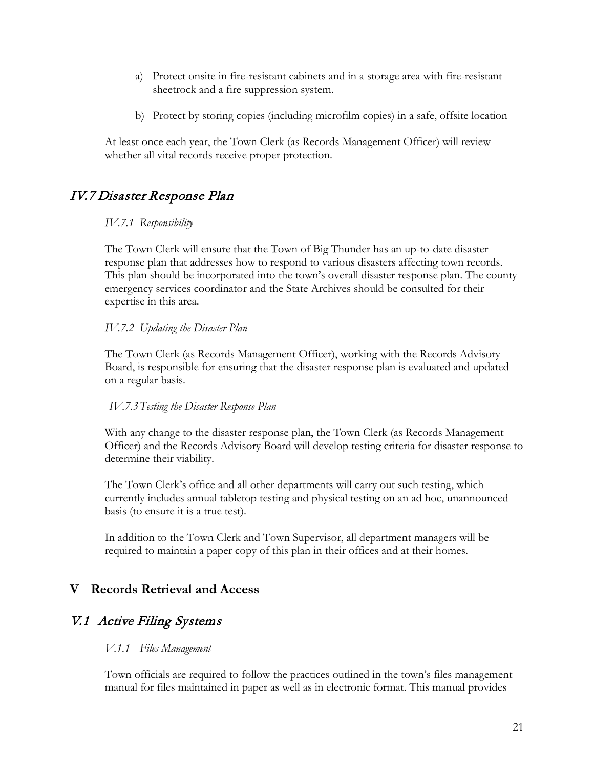a) Protect onsite in fire-resistant cabinets and in a storage area with fire-resistant sheetrock and a fire suppression system.

b) Protect by storing copies (including microfilm copies) in a safe, offsite location

At least once each year, the Town Clerk (as Records Management Officer) will review whether all vital records receive proper protection.

## IV.7 Disaster Response Plan

### *IV.7.1 Responsibility*

The Town Clerk will ensure that the Town of Big Thunder has an up-to-date disaster response plan that addresses how to respond to various disasters affecting town records. This plan should be incorporated into the town's overall disaster response plan. The county emergency services coordinator and the State Archives should be consulted for their expertise in this area.

### *IV.7.2 Updating the Disaster Plan*

The Town Clerk (as Records Management Officer), working with the Records Advisory Board, is responsible for ensuring that the disaster response plan is evaluated and updated on a regular basis.

### *IV.7.3 Testing the Disaster Response Plan*

With any change to the disaster response plan, the Town Clerk (as Records Management Officer) and the Records Advisory Board will develop testing criteria for disaster response to determine their viability.

The Town Clerk's office and all other departments will carry out such testing, which currently includes annual tabletop testing and physical testing on an ad hoc, unannounced basis (to ensure it is a true test).

In addition to the Town Clerk and Town Supervisor, all department managers will be required to maintain a paper copy of this plan in their offices and at their homes.

# V Records Retrieval and Access

## V.1 Active Filing Systems

### *V.1.1 Files Management*

Town officials are required to follow the practices outlined in the town's files management manual for files maintained in paper as well as in electronic format. This manual provides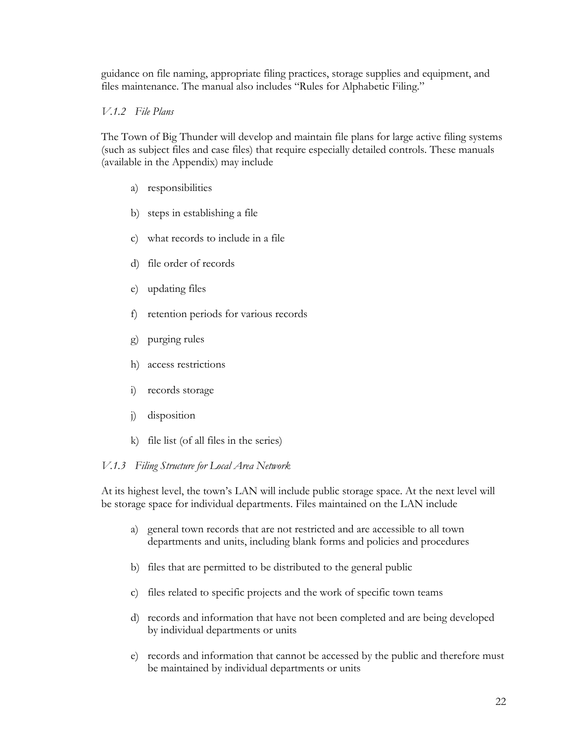guidance on file naming, appropriate filing practices, storage supplies and equipment, and files maintenance. The manual also includes "Rules for Alphabetic Filing."

### *V.1.2 File Plans*

The Town of Big Thunder will develop and maintain file plans for large active filing systems (such as subject files and case files) that require especially detailed controls. These manuals (available in the Appendix) may include

a) responsibilities

b) steps in establishing a file

c) what records to include in a file

d) file order of records

e) updating files

f) retention periods for various records

g) purging rules

h) access restrictions

i) records storage

j) disposition

k) file list (of all files in the series)

### *V.1.3 Filing Structure for Local Area Network*

At its highest level, the town's LAN will include public storage space. At the next level will be storage space for individual departments. Files maintained on the LAN include

a) general town records that are not restricted and are accessible to all town departments and units, including blank forms and policies and procedures

b) files that are permitted to be distributed to the general public

c) files related to specific projects and the work of specific town teams

d) records and information that have not been completed and are being developed by individual departments or units

e) records and information that cannot be accessed by the public and therefore must be maintained by individual departments or units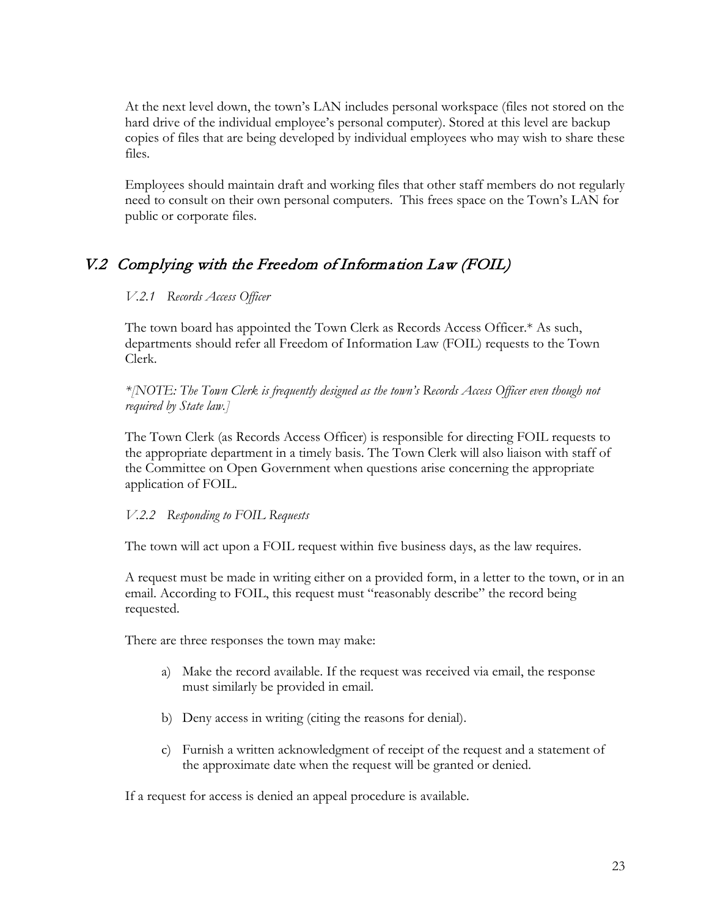At the next level down, the town's LAN includes personal workspace (files not stored on the hard drive of the individual employee's personal computer). Stored at this level are backup copies of files that are being developed by individual employees who may wish to share these files.

Employees should maintain draft and working files that other staff members do not regularly need to consult on their own personal computers. This frees space on the Town's LAN for public or corporate files.

## V.2 Complying with the Freedom of Information Law (FOIL)

### V.2.1 Records Access Officer

The town board has appointed the Town Clerk as Records Access Officer.* As such, departments should refer all Freedom of Information Law (FOIL) requests to the Town Clerk.

*\*[NOTE: The Town Clerk is frequently designed as the town's Records Access Officer even though not required by State law.]*

The Town Clerk (as Records Access Officer) is responsible for directing FOIL requests to the appropriate department in a timely basis. The Town Clerk will also liaison with staff of the Committee on Open Government when questions arise concerning the appropriate application of FOIL.

### V.2.2 Responding to FOIL Requests

The town will act upon a FOIL request within five business days, as the law requires.

A request must be made in writing either on a provided form, in a letter to the town, or in an email. According to FOIL, this request must "reasonably describe" the record being requested.

There are three responses the town may make:

a) Make the record available. If the request was received via email, the response must similarly be provided in email.

b) Deny access in writing (citing the reasons for denial).

c) Furnish a written acknowledgment of receipt of the request and a statement of the approximate date when the request will be granted or denied.

If a request for access is denied an appeal procedure is available.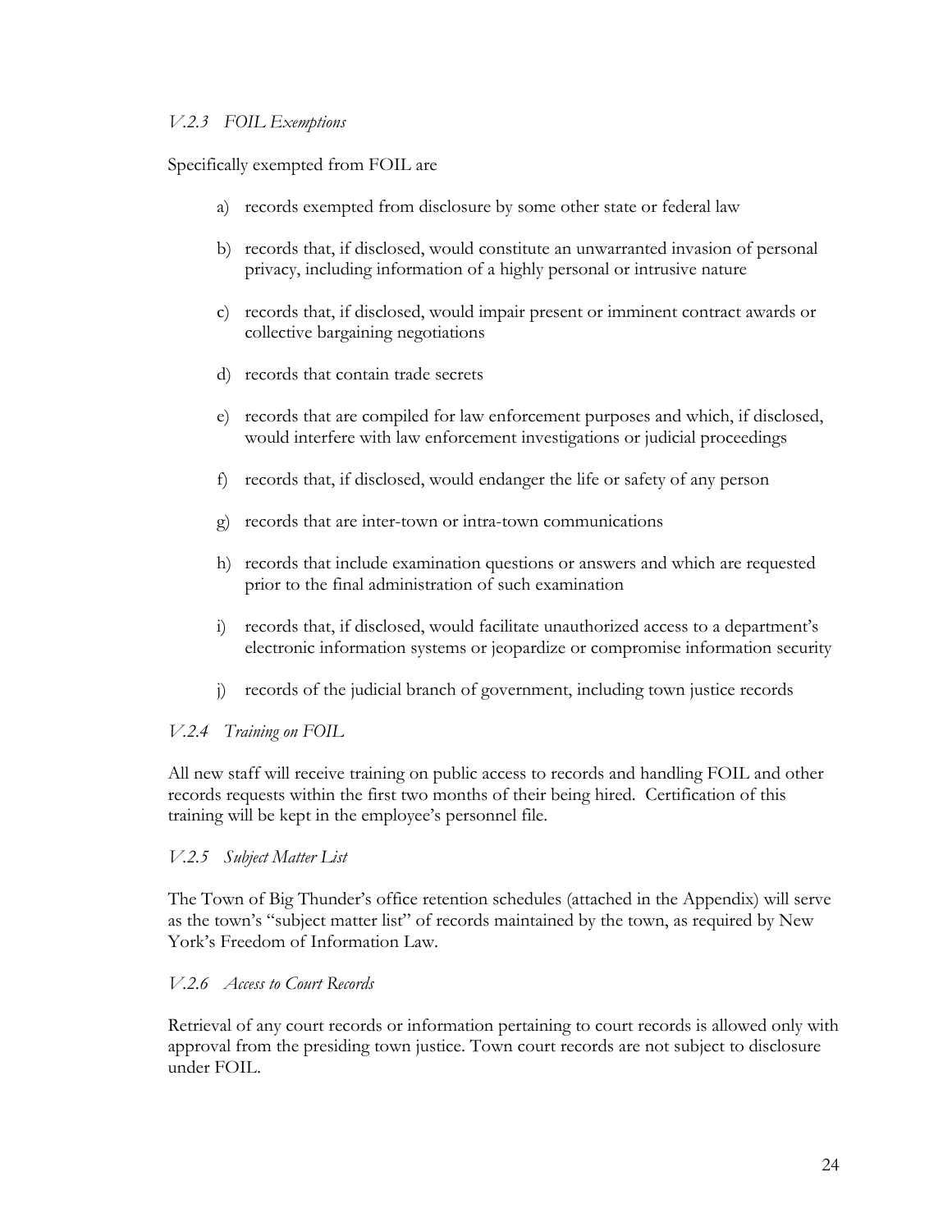### *V.2.3 FOIL Exemptions*

Specifically exempted from FOIL are

a) records exempted from disclosure by some other state or federal law

b) records that, if disclosed, would constitute an unwarranted invasion of personal privacy, including information of a highly personal or intrusive nature

c) records that, if disclosed, would impair present or imminent contract awards or collective bargaining negotiations

d) records that contain trade secrets

e) records that are compiled for law enforcement purposes and which, if disclosed, would interfere with law enforcement investigations or judicial proceedings

f) records that, if disclosed, would endanger the life or safety of any person

g) records that are inter-town or intra-town communications

h) records that include examination questions or answers and which are requested prior to the final administration of such examination

i) records that, if disclosed, would facilitate unauthorized access to a department's electronic information systems or jeopardize or compromise information security

j) records of the judicial branch of government, including town justice records

### *V.2.4 Training on FOIL*

All new staff will receive training on public access to records and handling FOIL and other records requests within the first two months of their being hired. Certification of this training will be kept in the employee's personnel file.

### *V.2.5 Subject Matter List*

The Town of Big Thunder's office retention schedules (attached in the Appendix) will serve as the town's "subject matter list" of records maintained by the town, as required by New York's Freedom of Information Law.

### *V.2.6 Access to Court Records*

Retrieval of any court records or information pertaining to court records is allowed only with approval from the presiding town justice. Town court records are not subject to disclosure under FOIL.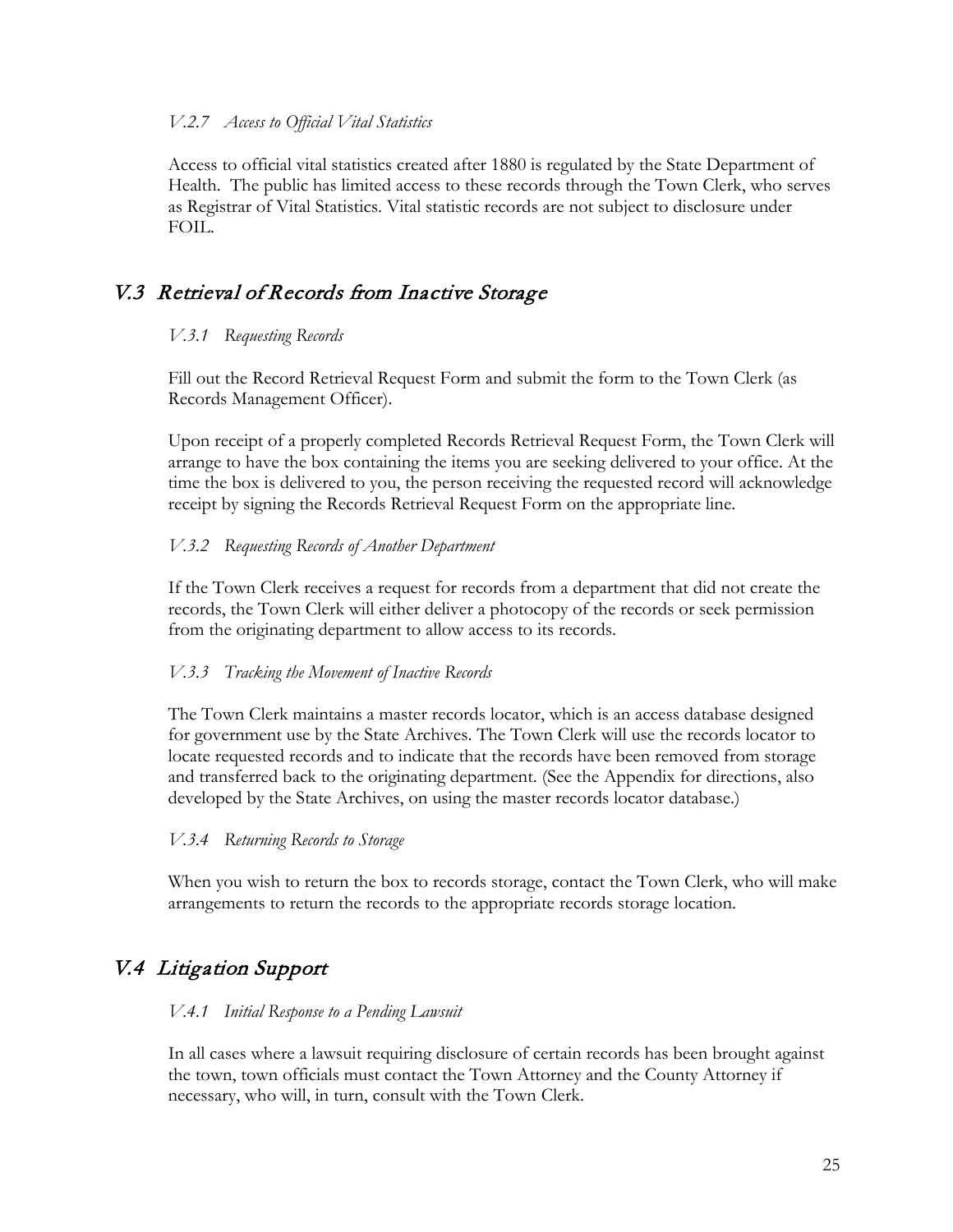### *V.2.7 Access to Official Vital Statistics*

Access to official vital statistics created after 1880 is regulated by the State Department of Health. The public has limited access to these records through the Town Clerk, who serves as Registrar of Vital Statistics. Vital statistic records are not subject to disclosure under FOIL.

## V.3 Retrieval of Records from Inactive Storage

### *V.3.1 Requesting Records*

Fill out the Record Retrieval Request Form and submit the form to the Town Clerk (as Records Management Officer).

Upon receipt of a properly completed Records Retrieval Request Form, the Town Clerk will arrange to have the box containing the items you are seeking delivered to your office. At the time the box is delivered to you, the person receiving the requested record will acknowledge receipt by signing the Records Retrieval Request Form on the appropriate line.

### *V.3.2 Requesting Records of Another Department*

If the Town Clerk receives a request for records from a department that did not create the records, the Town Clerk will either deliver a photocopy of the records or seek permission from the originating department to allow access to its records.

### *V.3.3 Tracking the Movement of Inactive Records*

The Town Clerk maintains a master records locator, which is an access database designed for government use by the State Archives. The Town Clerk will use the records locator to locate requested records and to indicate that the records have been removed from storage and transferred back to the originating department. (See the Appendix for directions, also developed by the State Archives, on using the master records locator database.)

### *V.3.4 Returning Records to Storage*

When you wish to return the box to records storage, contact the Town Clerk, who will make arrangements to return the records to the appropriate records storage location.

## V.4 Litigation Support

### *V.4.1 Initial Response to a Pending Lawsuit*

In all cases where a lawsuit requiring disclosure of certain records has been brought against the town, town officials must contact the Town Attorney and the County Attorney if necessary, who will, in turn, consult with the Town Clerk.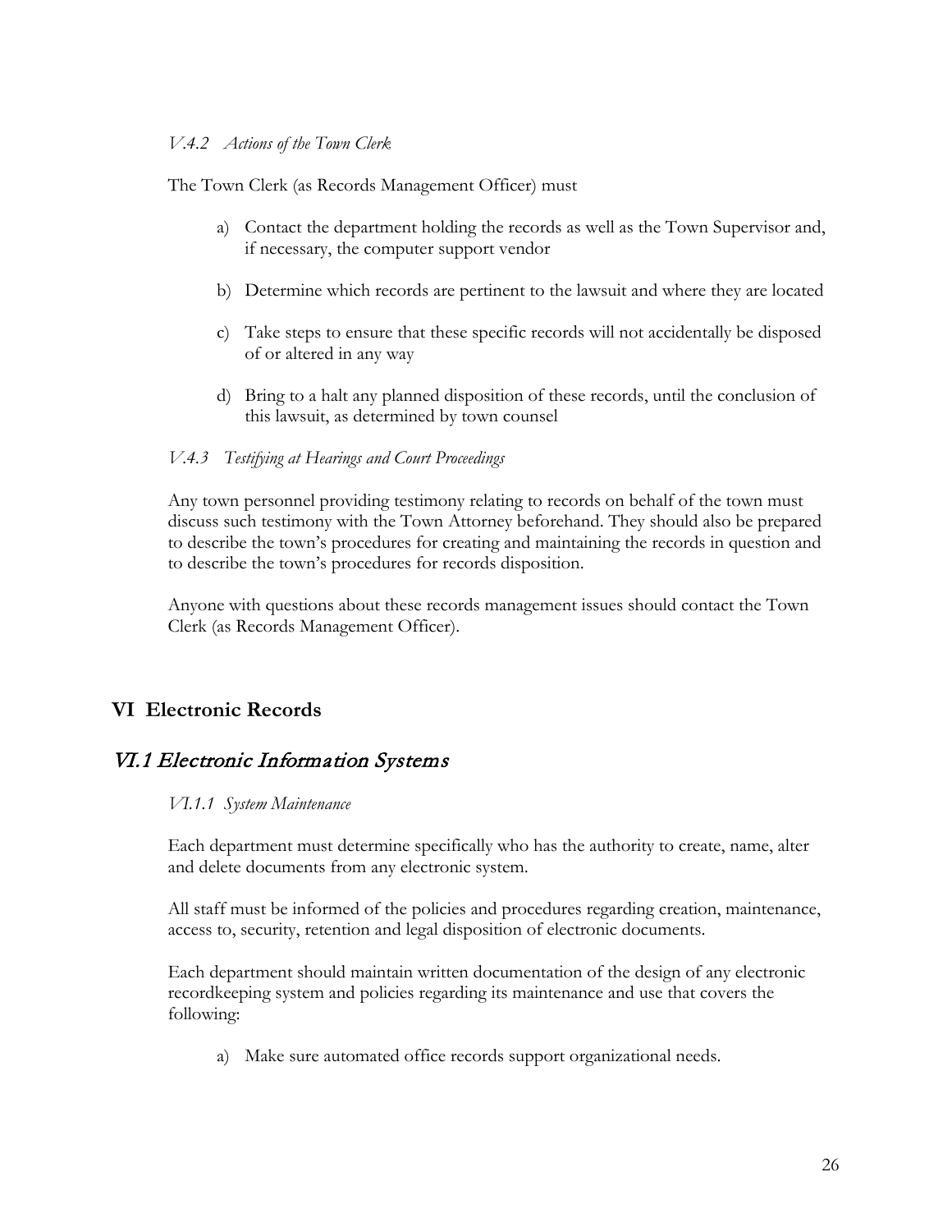#### *V.4.2 Actions of the Town Clerk*

The Town Clerk (as Records Management Officer) must

a) Contact the department holding the records as well as the Town Supervisor and, if necessary, the computer support vendor

b) Determine which records are pertinent to the lawsuit and where they are located

c) Take steps to ensure that these specific records will not accidentally be disposed of or altered in any way

d) Bring to a halt any planned disposition of these records, until the conclusion of this lawsuit, as determined by town counsel

#### *V.4.3 Testifying at Hearings and Court Proceedings*

Any town personnel providing testimony relating to records on behalf of the town must discuss such testimony with the Town Attorney beforehand. They should also be prepared to describe the town's procedures for creating and maintaining the records in question and to describe the town's procedures for records disposition.

Anyone with questions about these records management issues should contact the Town Clerk (as Records Management Officer).

## VI Electronic Records

### *VI.1 Electronic Information Systems*

#### *VI.1.1 System Maintenance*

Each department must determine specifically who has the authority to create, name, alter and delete documents from any electronic system.

All staff must be informed of the policies and procedures regarding creation, maintenance, access to, security, retention and legal disposition of electronic documents.

Each department should maintain written documentation of the design of any electronic recordkeeping system and policies regarding its maintenance and use that covers the following:

a) Make sure automated office records support organizational needs.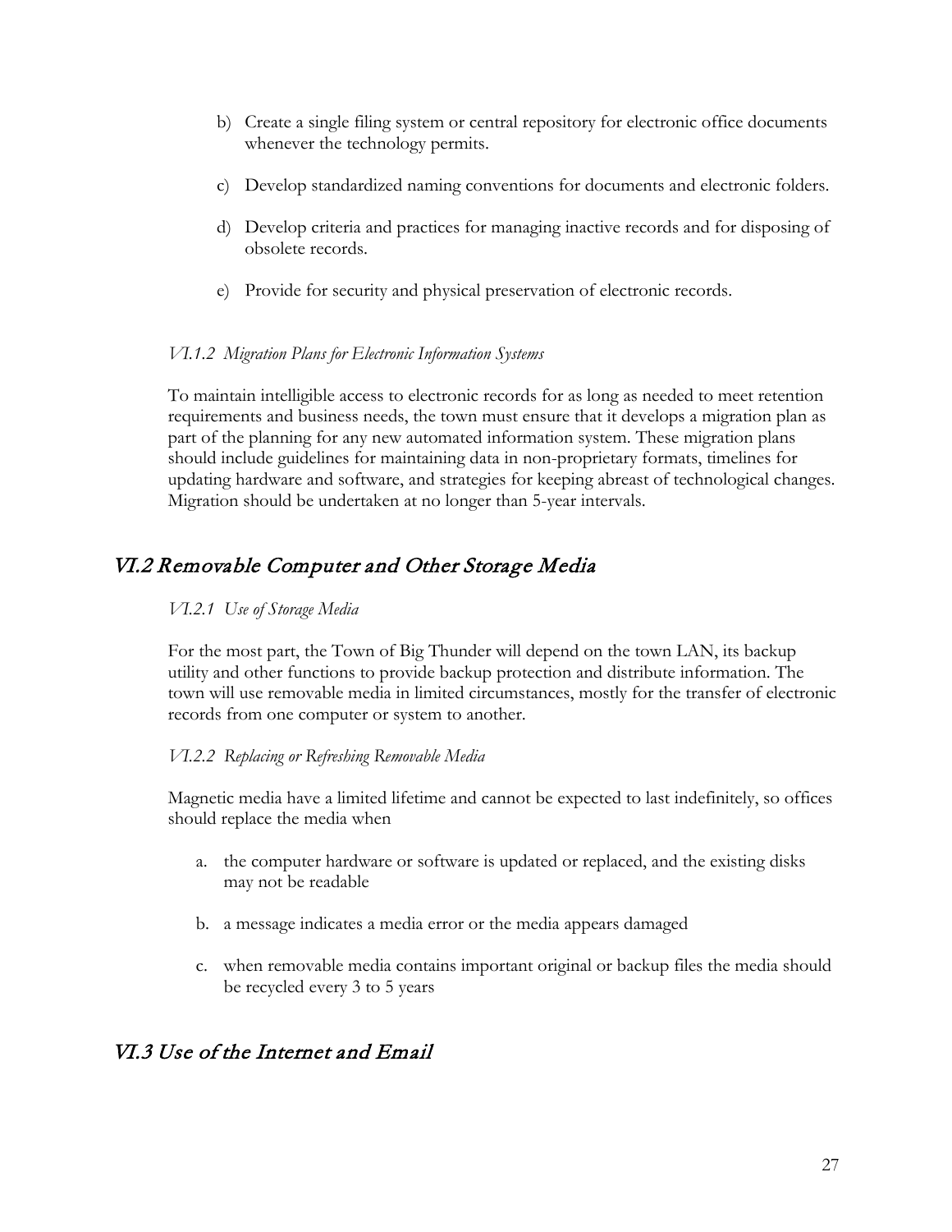b) Create a single filing system or central repository for electronic office documents whenever the technology permits.

c) Develop standardized naming conventions for documents and electronic folders.

d) Develop criteria and practices for managing inactive records and for disposing of obsolete records.

e) Provide for security and physical preservation of electronic records.

### *VI.1.2 Migration Plans for Electronic Information Systems*

To maintain intelligible access to electronic records for as long as needed to meet retention requirements and business needs, the town must ensure that it develops a migration plan as part of the planning for any new automated information system. These migration plans should include guidelines for maintaining data in non-proprietary formats, timelines for updating hardware and software, and strategies for keeping abreast of technological changes. Migration should be undertaken at no longer than 5-year intervals.

## *VI.2 Removable Computer and Other Storage Media*

### *VI.2.1 Use of Storage Media*

For the most part, the Town of Big Thunder will depend on the town LAN, its backup utility and other functions to provide backup protection and distribute information. The town will use removable media in limited circumstances, mostly for the transfer of electronic records from one computer or system to another.

### *VI.2.2 Replacing or Refreshing Removable Media*

Magnetic media have a limited lifetime and cannot be expected to last indefinitely, so offices should replace the media when

a. the computer hardware or software is updated or replaced, and the existing disks may not be readable

b. a message indicates a media error or the media appears damaged

c. when removable media contains important original or backup files the media should be recycled every 3 to 5 years

## *VI.3 Use of the Internet and Email*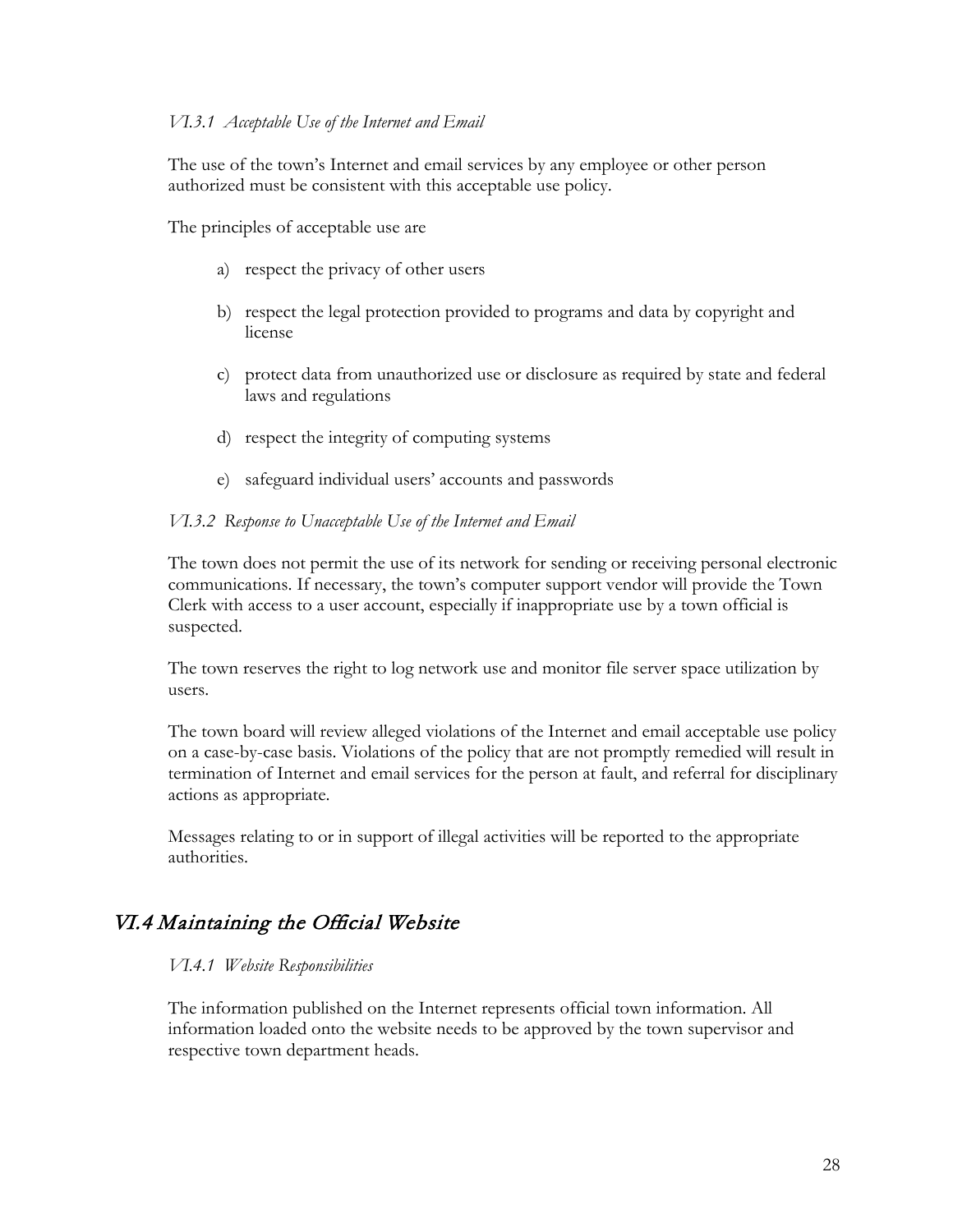#### *VI.3.1 Acceptable Use of the Internet and Email*

The use of the town's Internet and email services by any employee or other person authorized must be consistent with this acceptable use policy.

The principles of acceptable use are

a) respect the privacy of other users

b) respect the legal protection provided to programs and data by copyright and license

c) protect data from unauthorized use or disclosure as required by state and federal laws and regulations

d) respect the integrity of computing systems

e) safeguard individual users' accounts and passwords

#### *VI.3.2 Response to Unacceptable Use of the Internet and Email*

The town does not permit the use of its network for sending or receiving personal electronic communications. If necessary, the town's computer support vendor will provide the Town Clerk with access to a user account, especially if inappropriate use by a town official is suspected.

The town reserves the right to log network use and monitor file server space utilization by users.

The town board will review alleged violations of the Internet and email acceptable use policy on a case-by-case basis. Violations of the policy that are not promptly remedied will result in termination of Internet and email services for the person at fault, and referral for disciplinary actions as appropriate.

Messages relating to or in support of illegal activities will be reported to the appropriate authorities.

## *VI.4 Maintaining the Official Website*

#### *VI.4.1 Website Responsibilities*

The information published on the Internet represents official town information. All information loaded onto the website needs to be approved by the town supervisor and respective town department heads.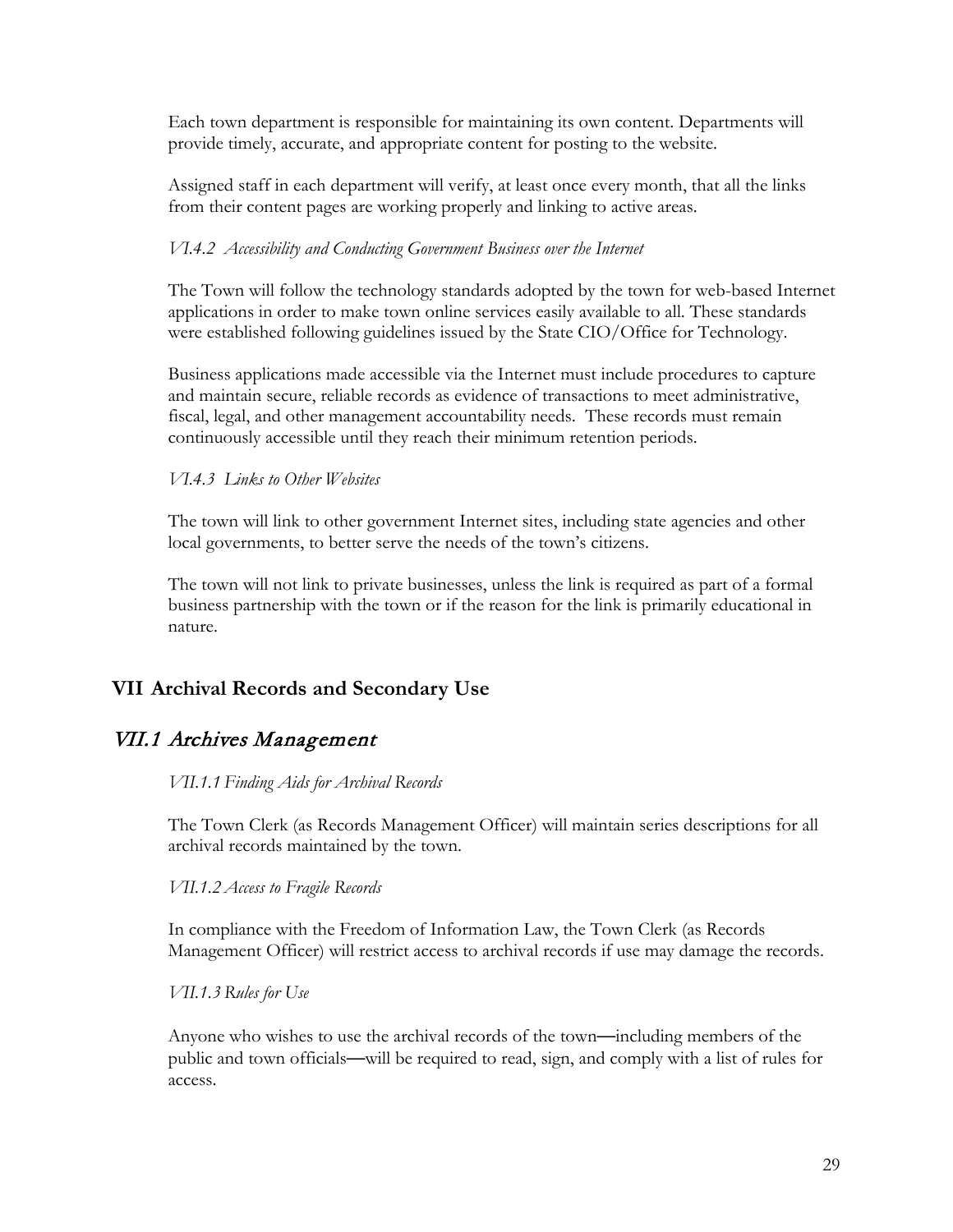Each town department is responsible for maintaining its own content. Departments will provide timely, accurate, and appropriate content for posting to the website.

Assigned staff in each department will verify, at least once every month, that all the links from their content pages are working properly and linking to active areas.

*VI.4.2 Accessibility and Conducting Government Business over the Internet*

The Town will follow the technology standards adopted by the town for web-based Internet applications in order to make town online services easily available to all. These standards were established following guidelines issued by the State CIO/Office for Technology.

Business applications made accessible via the Internet must include procedures to capture and maintain secure, reliable records as evidence of transactions to meet administrative, fiscal, legal, and other management accountability needs. These records must remain continuously accessible until they reach their minimum retention periods.

*VI.4.3 Links to Other Websites*

The town will link to other government Internet sites, including state agencies and other local governments, to better serve the needs of the town's citizens.

The town will not link to private businesses, unless the link is required as part of a formal business partnership with the town or if the reason for the link is primarily educational in nature.

## VII Archival Records and Secondary Use

### *VII.1 Archives Management*

*VII.1.1 Finding Aids for Archival Records*

The Town Clerk (as Records Management Officer) will maintain series descriptions for all archival records maintained by the town.

*VII.1.2 Access to Fragile Records*

In compliance with the Freedom of Information Law, the Town Clerk (as Records Management Officer) will restrict access to archival records if use may damage the records.

*VII.1.3 Rules for Use*

Anyone who wishes to use the archival records of the town—including members of the public and town officials—will be required to read, sign, and comply with a list of rules for access.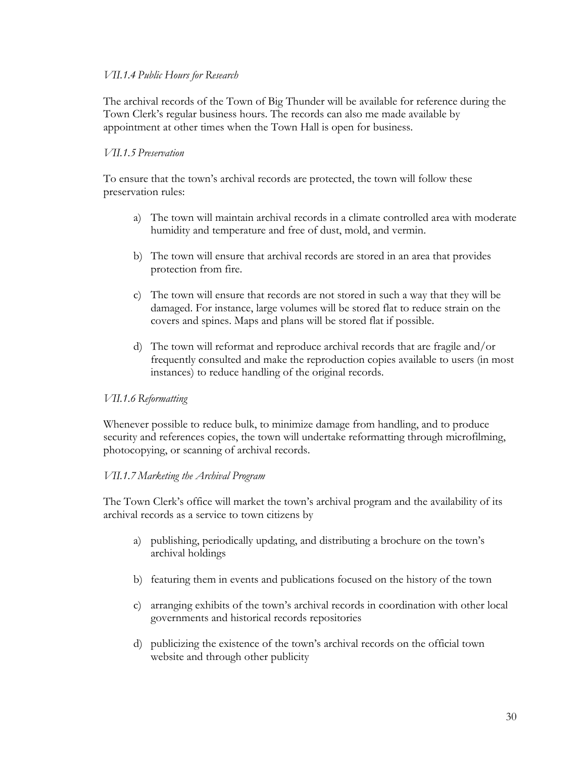*VII.1.4 Public Hours for Research*

The archival records of the Town of Big Thunder will be available for reference during the Town Clerk's regular business hours. The records can also me made available by appointment at other times when the Town Hall is open for business.

*VII.1.5 Preservation*

To ensure that the town's archival records are protected, the town will follow these preservation rules:

a) The town will maintain archival records in a climate controlled area with moderate humidity and temperature and free of dust, mold, and vermin.

b) The town will ensure that archival records are stored in an area that provides protection from fire.

c) The town will ensure that records are not stored in such a way that they will be damaged. For instance, large volumes will be stored flat to reduce strain on the covers and spines. Maps and plans will be stored flat if possible.

d) The town will reformat and reproduce archival records that are fragile and/or frequently consulted and make the reproduction copies available to users (in most instances) to reduce handling of the original records.

*VII.1.6 Reformatting*

Whenever possible to reduce bulk, to minimize damage from handling, and to produce security and references copies, the town will undertake reformatting through microfilming, photocopying, or scanning of archival records.

*VII.1.7 Marketing the Archival Program*

The Town Clerk's office will market the town's archival program and the availability of its archival records as a service to town citizens by

a) publishing, periodically updating, and distributing a brochure on the town's archival holdings

b) featuring them in events and publications focused on the history of the town

c) arranging exhibits of the town's archival records in coordination with other local governments and historical records repositories

d) publicizing the existence of the town's archival records on the official town website and through other publicity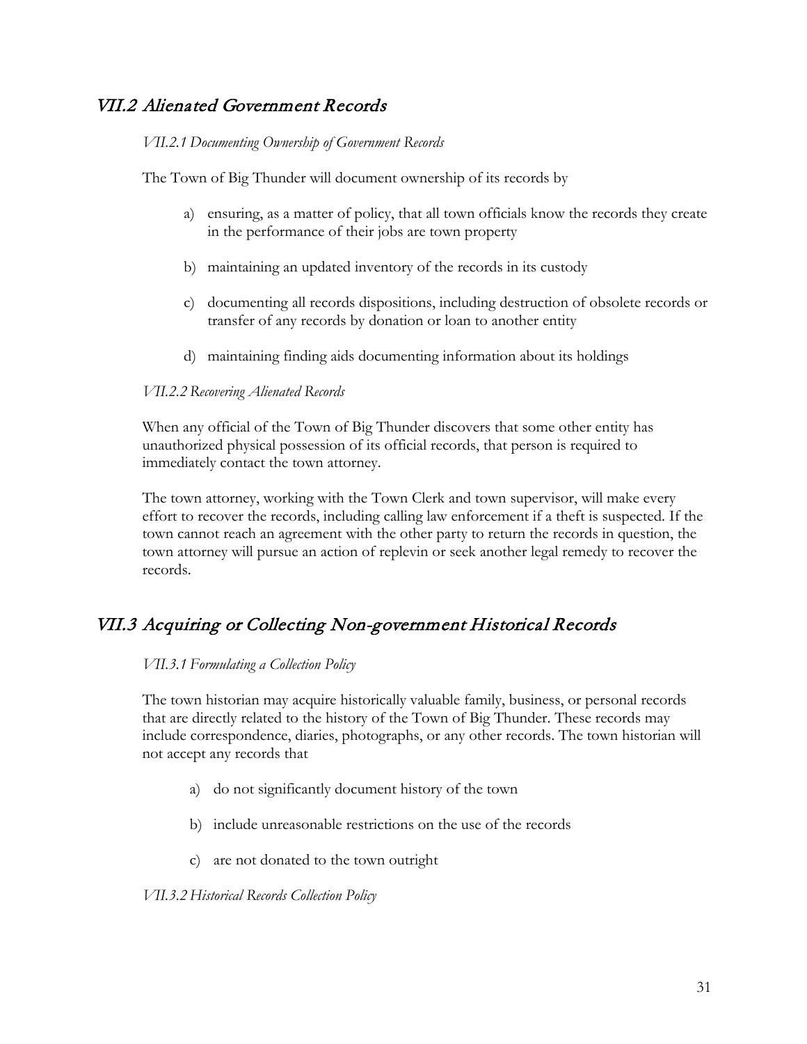## VII.2 Alienated Government Records

### *VII.2.1 Documenting Ownership of Government Records*

The Town of Big Thunder will document ownership of its records by

a) ensuring, as a matter of policy, that all town officials know the records they create in the performance of their jobs are town property

b) maintaining an updated inventory of the records in its custody

c) documenting all records dispositions, including destruction of obsolete records or transfer of any records by donation or loan to another entity

d) maintaining finding aids documenting information about its holdings

### *VII.2.2 Recovering Alienated Records*

When any official of the Town of Big Thunder discovers that some other entity has unauthorized physical possession of its official records, that person is required to immediately contact the town attorney.

The town attorney, working with the Town Clerk and town supervisor, will make every effort to recover the records, including calling law enforcement if a theft is suspected. If the town cannot reach an agreement with the other party to return the records in question, the town attorney will pursue an action of replevin or seek another legal remedy to recover the records.

## VII.3 Acquiring or Collecting Non-government Historical Records

### *VII.3.1 Formulating a Collection Policy*

The town historian may acquire historically valuable family, business, or personal records that are directly related to the history of the Town of Big Thunder. These records may include correspondence, diaries, photographs, or any other records. The town historian will not accept any records that

a) do not significantly document history of the town

b) include unreasonable restrictions on the use of the records

c) are not donated to the town outright

### *VII.3.2 Historical Records Collection Policy*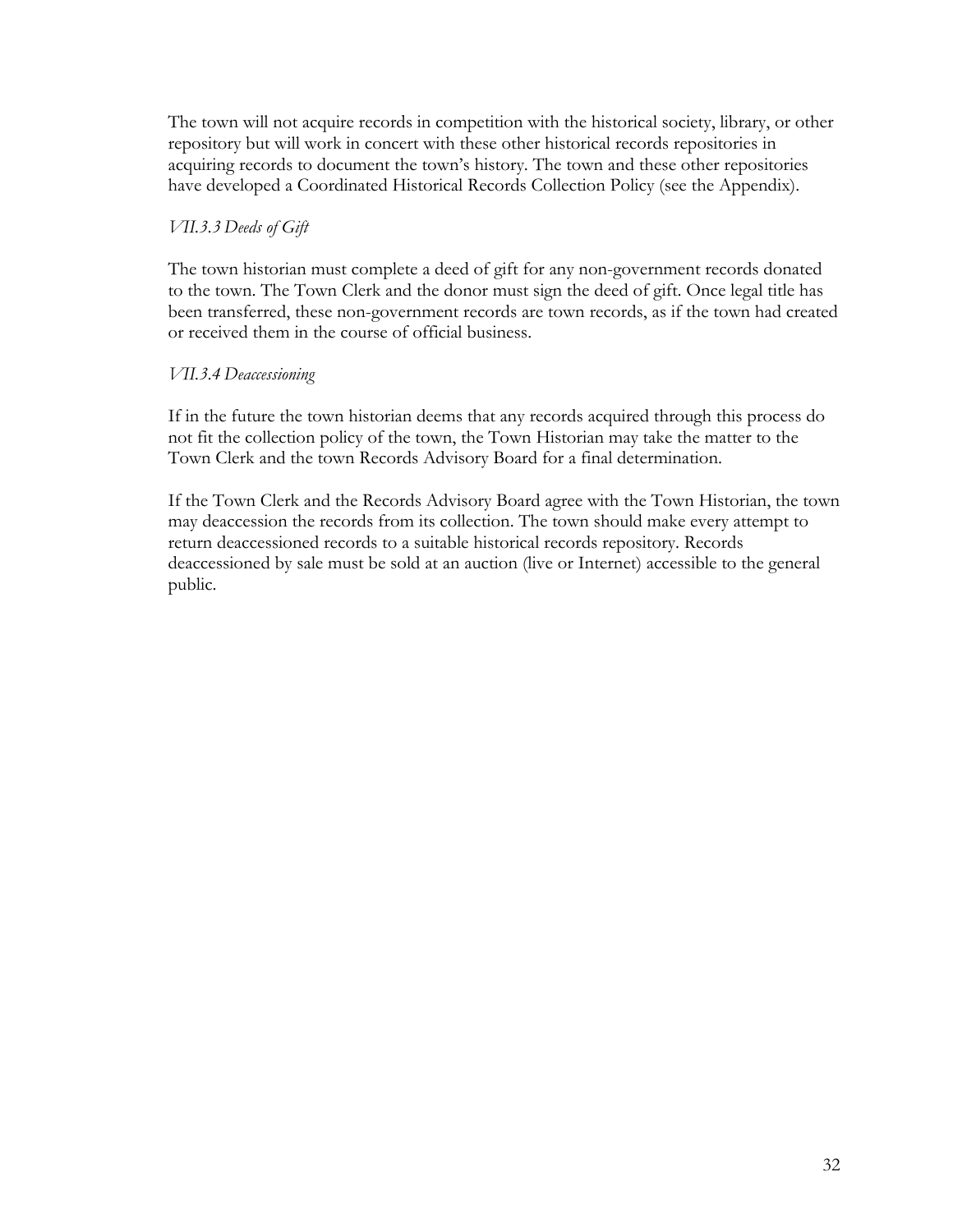The town will not acquire records in competition with the historical society, library, or other repository but will work in concert with these other historical records repositories in acquiring records to document the town's history. The town and these other repositories have developed a Coordinated Historical Records Collection Policy (see the Appendix).

### *VII.3.3 Deeds of Gift*

The town historian must complete a deed of gift for any non-government records donated to the town. The Town Clerk and the donor must sign the deed of gift. Once legal title has been transferred, these non-government records are town records, as if the town had created or received them in the course of official business.

### *VII.3.4 Deaccessioning*

If in the future the town historian deems that any records acquired through this process do not fit the collection policy of the town, the Town Historian may take the matter to the Town Clerk and the town Records Advisory Board for a final determination.

If the Town Clerk and the Records Advisory Board agree with the Town Historian, the town may deaccession the records from its collection. The town should make every attempt to return deaccessioned records to a suitable historical records repository. Records deaccessioned by sale must be sold at an auction (live or Internet) accessible to the general public.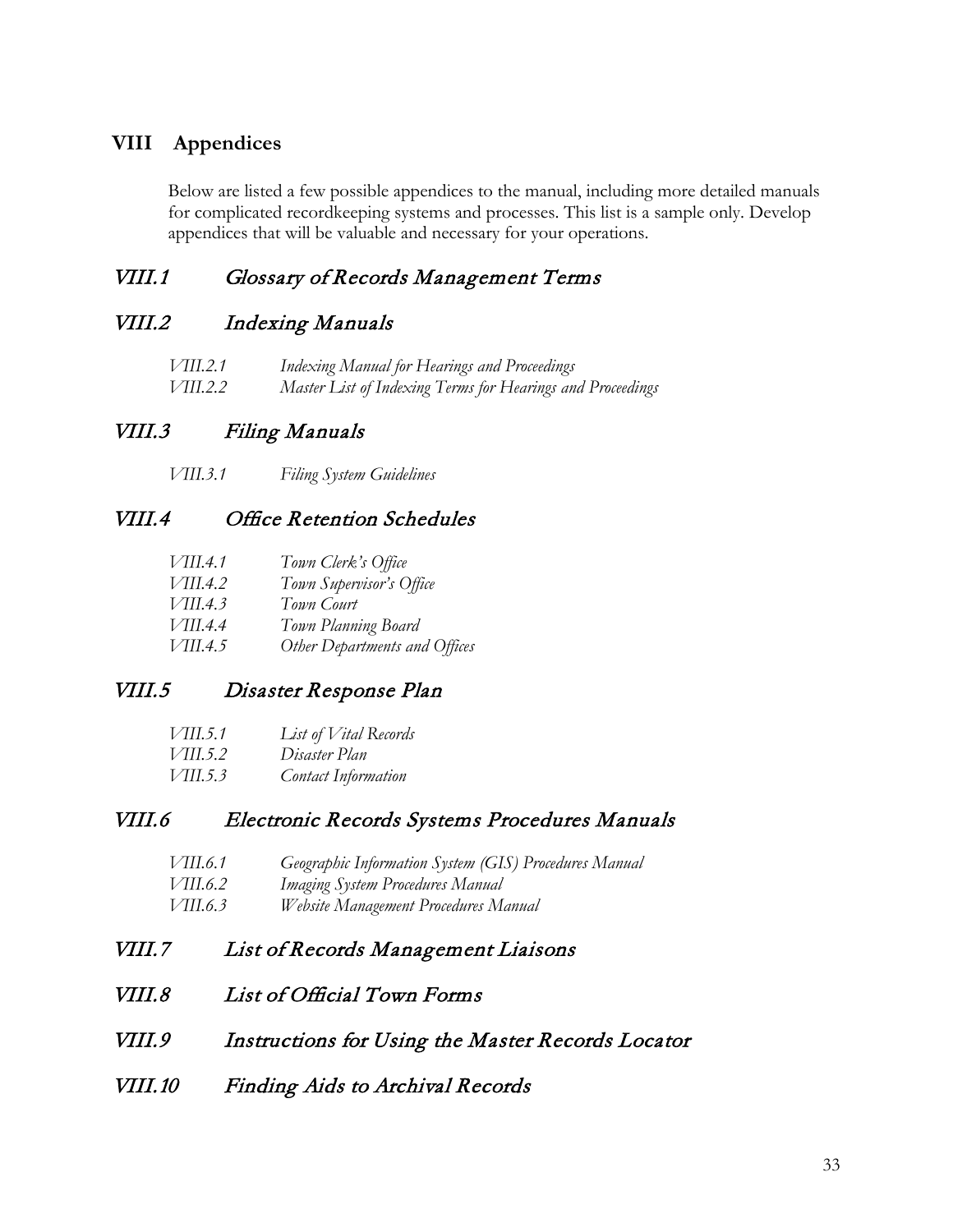## VIII Appendices

Below are listed a few possible appendices to the manual, including more detailed manuals for complicated recordkeeping systems and processes. This list is a sample only. Develop appendices that will be valuable and necessary for your operations.

### *VIII.1 Glossary of Records Management Terms*

### *VIII.2 Indexing Manuals*

*VIII.2.1 Indexing Manual for Hearings and Proceedings*
*VIII.2.2 Master List of Indexing Terms for Hearings and Proceedings*

### *VIII.3 Filing Manuals*

*VIII.3.1 Filing System Guidelines*

### *VIII.4 Office Retention Schedules*

*VIII.4.1 Town Clerk's Office*
*VIII.4.2 Town Supervisor's Office*
*VIII.4.3 Town Court*
*VIII.4.4 Town Planning Board*
*VIII.4.5 Other Departments and Offices*

### *VIII.5 Disaster Response Plan*

*VIII.5.1 List of Vital Records*
*VIII.5.2 Disaster Plan*
*VIII.5.3 Contact Information*

### *VIII.6 Electronic Records Systems Procedures Manuals*

*VIII.6.1 Geographic Information System (GIS) Procedures Manual*
*VIII.6.2 Imaging System Procedures Manual*
*VIII.6.3 Website Management Procedures Manual*

### *VIII.7 List of Records Management Liaisons*

### *VIII.8 List of Official Town Forms*

### *VIII.9 Instructions for Using the Master Records Locator*

### *VIII.10 Finding Aids to Archival Records*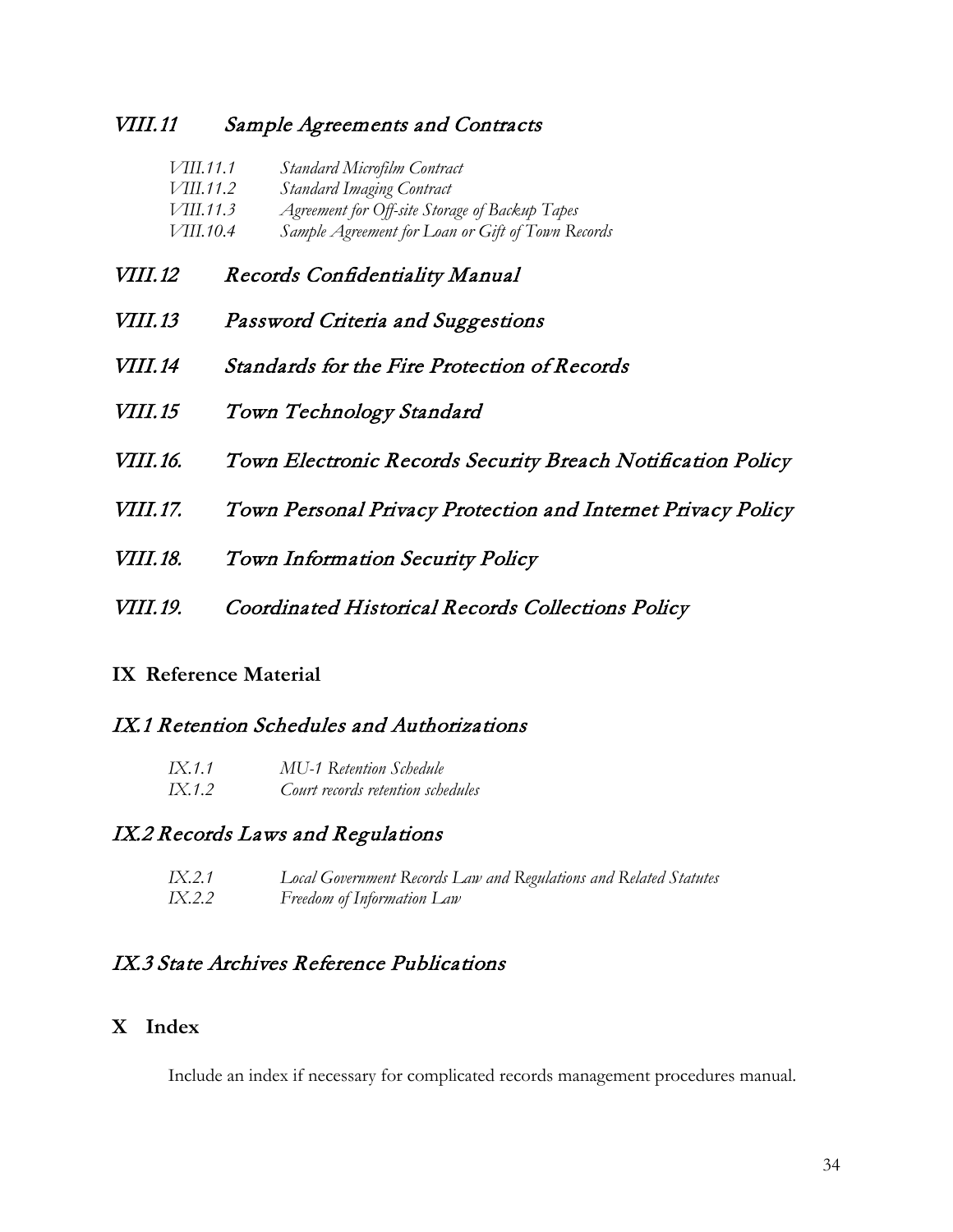### *VIII.11 Sample Agreements and Contracts*

*VIII.11.1 Standard Microfilm Contract*
*VIII.11.2 Standard Imaging Contract*
*VIII.11.3 Agreement for Off-site Storage of Backup Tapes*
*VIII.10.4 Sample Agreement for Loan or Gift of Town Records*

### *VIII.12 Records Confidentiality Manual*

### *VIII.13 Password Criteria and Suggestions*

### *VIII.14 Standards for the Fire Protection of Records*

### *VIII.15 Town Technology Standard*

### *VIII.16. Town Electronic Records Security Breach Notification Policy*

### *VIII.17. Town Personal Privacy Protection and Internet Privacy Policy*

### *VIII.18. Town Information Security Policy*

### *VIII.19. Coordinated Historical Records Collections Policy*

## IX Reference Material

### *IX.1 Retention Schedules and Authorizations*

*IX.1.1 MU-1 Retention Schedule*
*IX.1.2 Court records retention schedules*

### *IX.2 Records Laws and Regulations*

*IX.2.1 Local Government Records Law and Regulations and Related Statutes*
*IX.2.2 Freedom of Information Law*

### *IX.3 State Archives Reference Publications*

## X Index

Include an index if necessary for complicated records management procedures manual.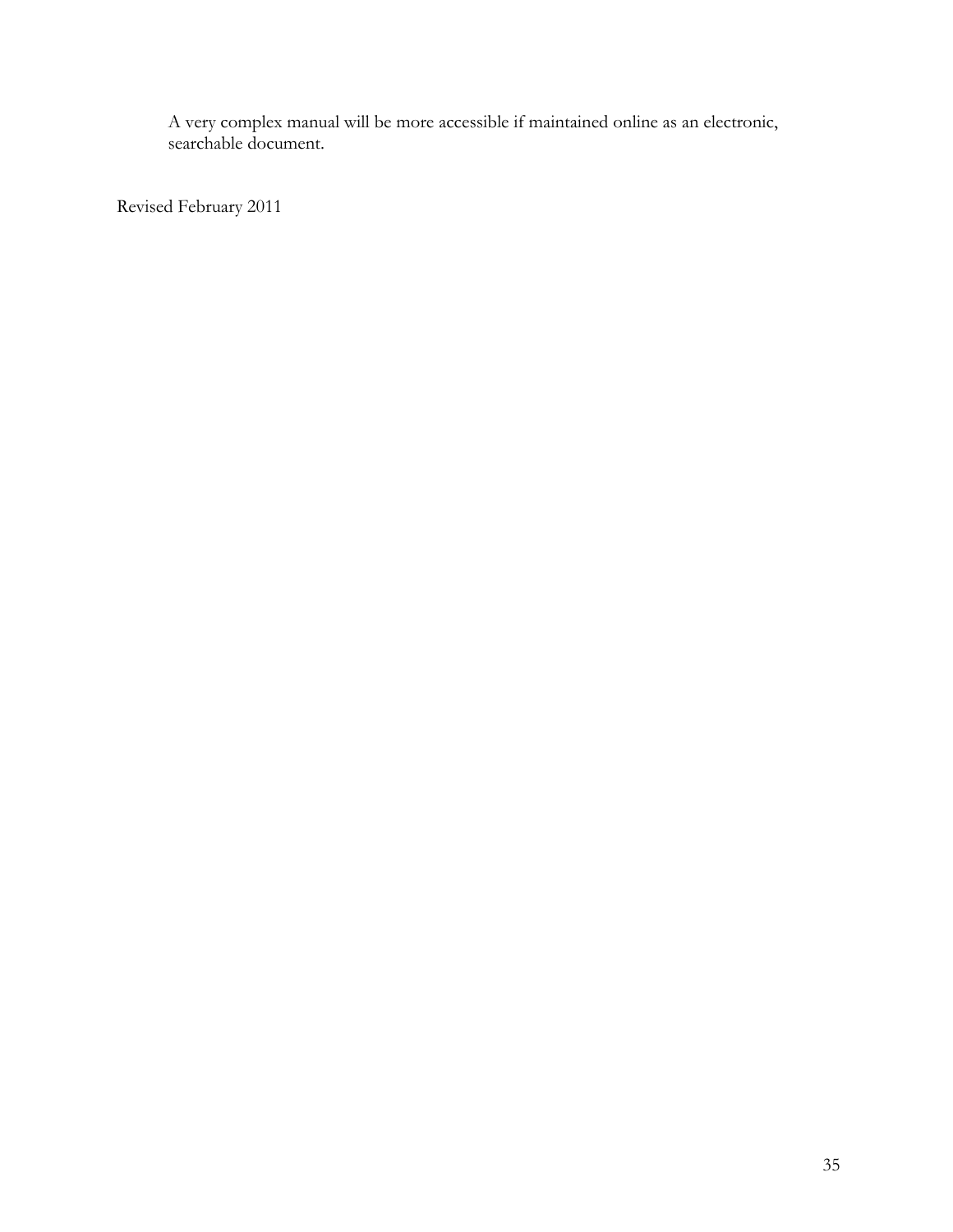A very complex manual will be more accessible if maintained online as an electronic, searchable document.

Revised February 2011